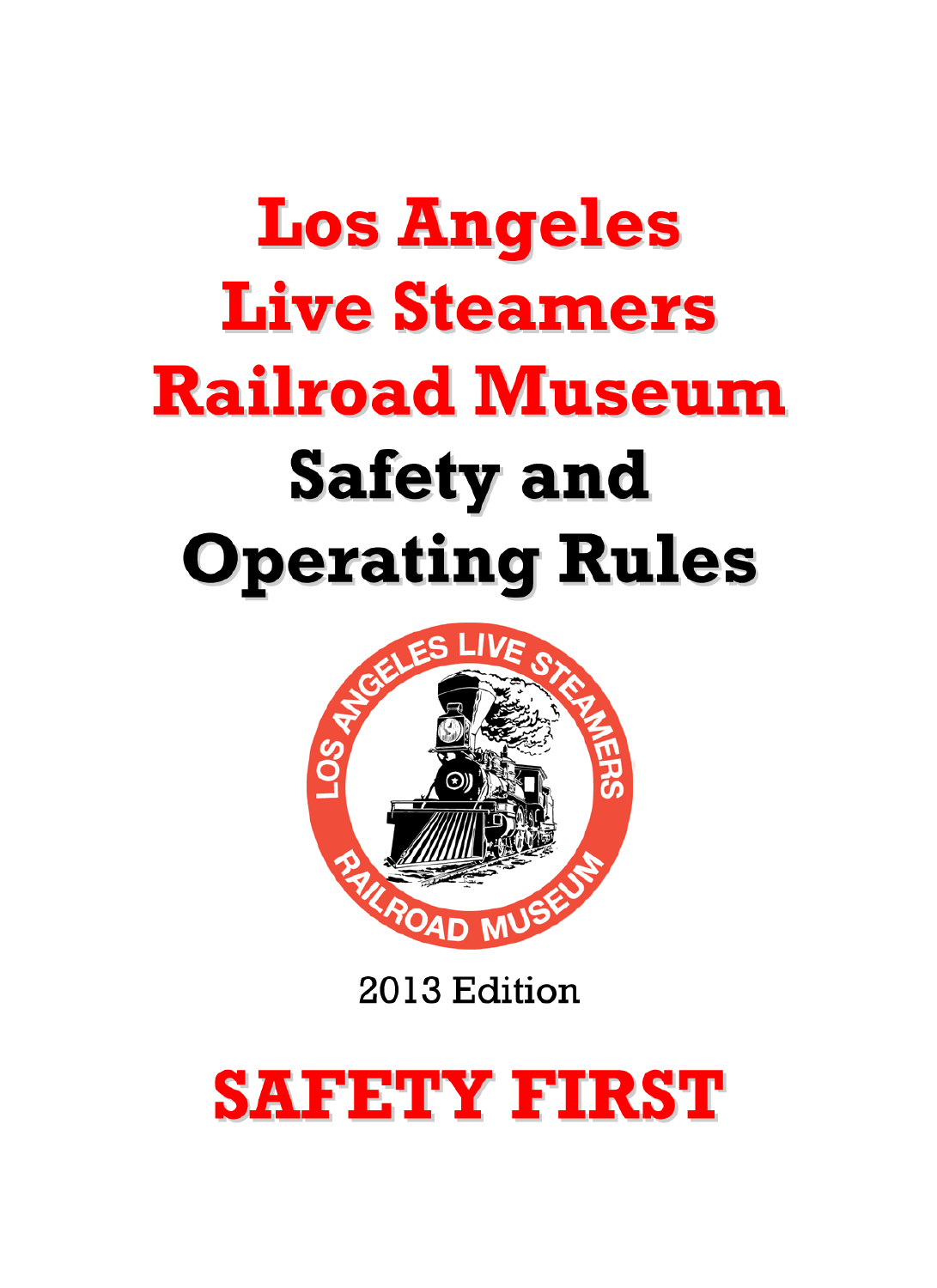# Los Angeles Live Steamers Railroad Museum

# Safety and Operating Rules

2013 Edition

# SAFETY FIRST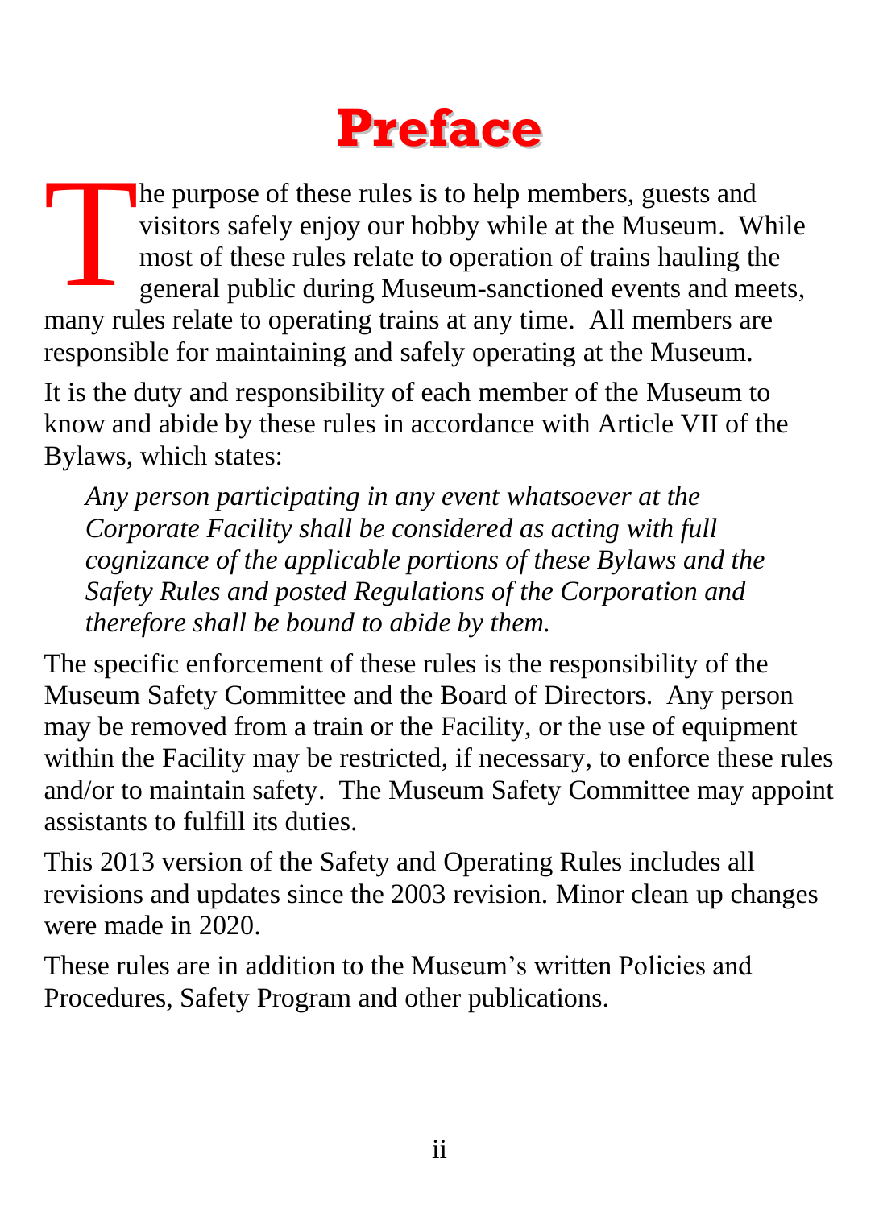# Preface

The purpose of these rules is to help members, guests and visitors safely enjoy our hobby while at the Museum. While most of these rules relate to operation of trains hauling the general public during Museum-sanctioned events and meets, many rules relate to operating trains at any time. All members are responsible for maintaining and safely operating at the Museum.

It is the duty and responsibility of each member of the Museum to know and abide by these rules in accordance with Article VII of the Bylaws, which states:

> *Any person participating in any event whatsoever at the Corporate Facility shall be considered as acting with full cognizance of the applicable portions of these Bylaws and the Safety Rules and posted Regulations of the Corporation and therefore shall be bound to abide by them.*

The specific enforcement of these rules is the responsibility of the Museum Safety Committee and the Board of Directors. Any person may be removed from a train or the Facility, or the use of equipment within the Facility may be restricted, if necessary, to enforce these rules and/or to maintain safety. The Museum Safety Committee may appoint assistants to fulfill its duties.

This 2013 version of the Safety and Operating Rules includes all revisions and updates since the 2003 revision. Minor clean up changes were made in 2020.

These rules are in addition to the Museum's written Policies and Procedures, Safety Program and other publications.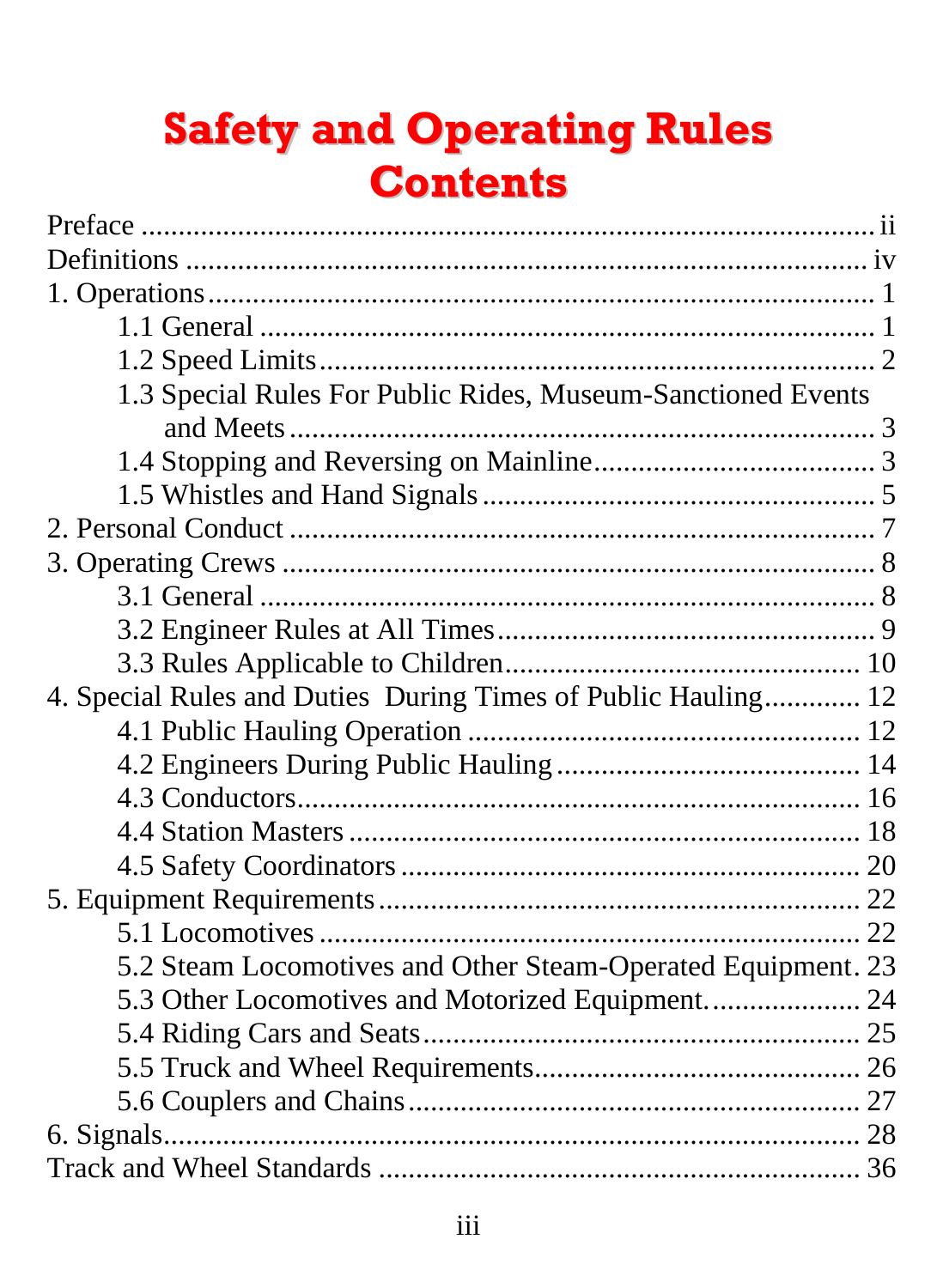# Safety and Operating Rules Contents

- Preface ........ ii
- Definitions ........ iv
- 1. Operations ........ 1
  - 1.1 General ........ 1
  - 1.2 Speed Limits ........ 2
  - 1.3 Special Rules For Public Rides, Museum-Sanctioned Events and Meets ........ 3
  - 1.4 Stopping and Reversing on Mainline ........ 3
  - 1.5 Whistles and Hand Signals ........ 5
- 2. Personal Conduct ........ 7
- 3. Operating Crews ........ 8
  - 3.1 General ........ 8
  - 3.2 Engineer Rules at All Times ........ 9
  - 3.3 Rules Applicable to Children ........ 10
- 4. Special Rules and Duties During Times of Public Hauling ........ 12
  - 4.1 Public Hauling Operation ........ 12
  - 4.2 Engineers During Public Hauling ........ 14
  - 4.3 Conductors ........ 16
  - 4.4 Station Masters ........ 18
  - 4.5 Safety Coordinators ........ 20
- 5. Equipment Requirements ........ 22
  - 5.1 Locomotives ........ 22
  - 5.2 Steam Locomotives and Other Steam-Operated Equipment. 23
  - 5.3 Other Locomotives and Motorized Equipment. ........ 24
  - 5.4 Riding Cars and Seats ........ 25
  - 5.5 Truck and Wheel Requirements ........ 26
  - 5.6 Couplers and Chains ........ 27
- 6. Signals ........ 28
- Track and Wheel Standards ........ 36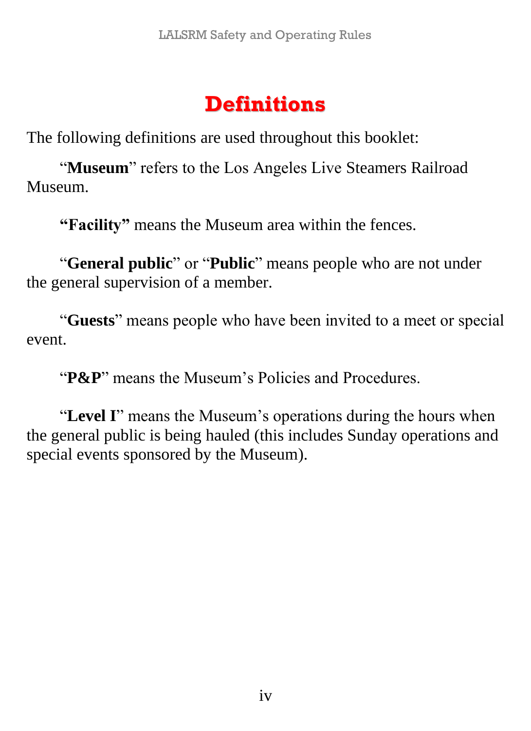# Definitions

The following definitions are used throughout this booklet:

"**Museum**" refers to the Los Angeles Live Steamers Railroad Museum.

**"Facility"** means the Museum area within the fences.

"**General public**" or "**Public**" means people who are not under the general supervision of a member.

"**Guests**" means people who have been invited to a meet or special event.

"**P&P**" means the Museum's Policies and Procedures.

"**Level I**" means the Museum's operations during the hours when the general public is being hauled (this includes Sunday operations and special events sponsored by the Museum).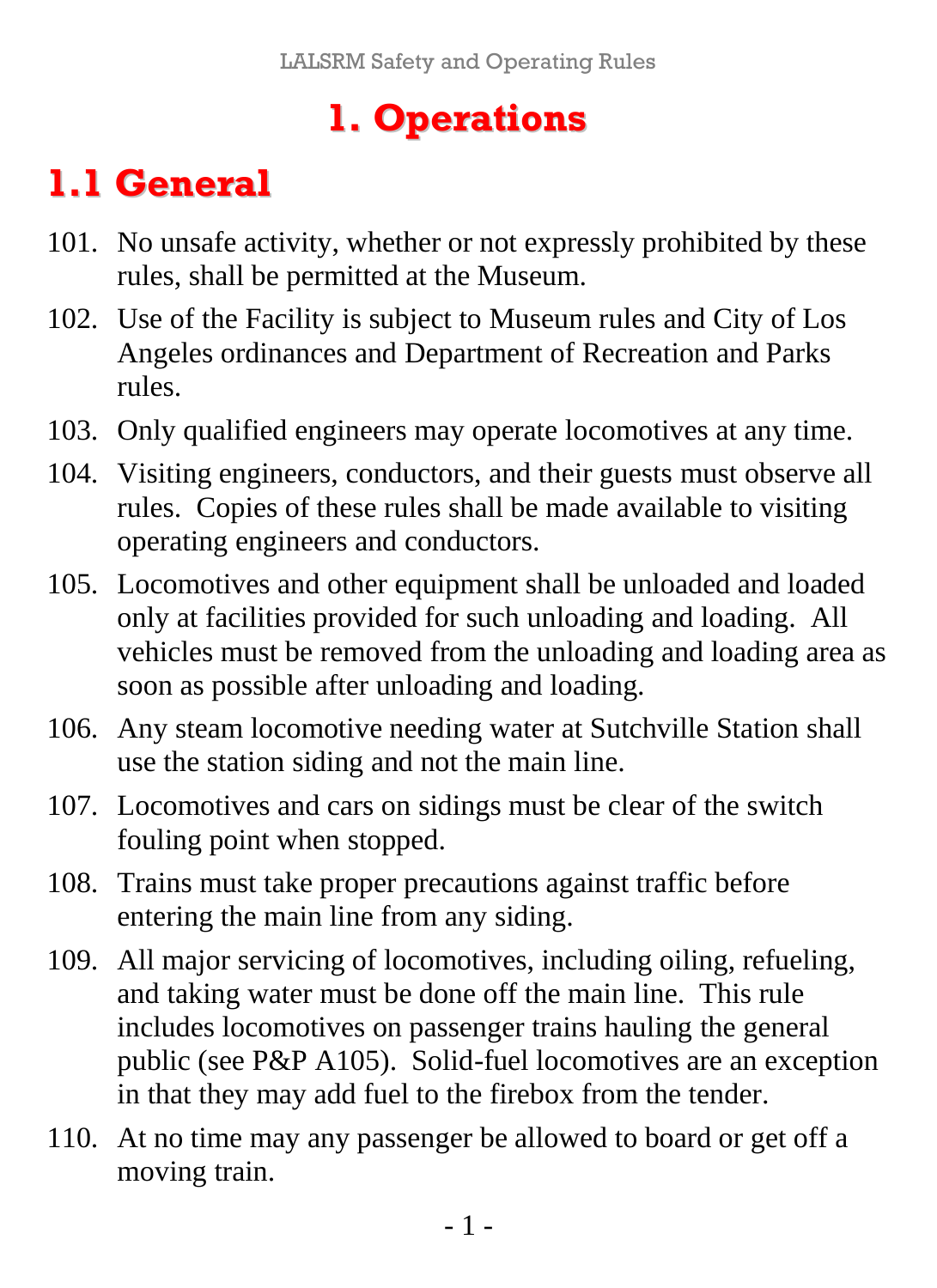# 1. Operations

## 1.1 General

101. No unsafe activity, whether or not expressly prohibited by these rules, shall be permitted at the Museum.
102. Use of the Facility is subject to Museum rules and City of Los Angeles ordinances and Department of Recreation and Parks rules.
103. Only qualified engineers may operate locomotives at any time.
104. Visiting engineers, conductors, and their guests must observe all rules. Copies of these rules shall be made available to visiting operating engineers and conductors.
105. Locomotives and other equipment shall be unloaded and loaded only at facilities provided for such unloading and loading. All vehicles must be removed from the unloading and loading area as soon as possible after unloading and loading.
106. Any steam locomotive needing water at Sutchville Station shall use the station siding and not the main line.
107. Locomotives and cars on sidings must be clear of the switch fouling point when stopped.
108. Trains must take proper precautions against traffic before entering the main line from any siding.
109. All major servicing of locomotives, including oiling, refueling, and taking water must be done off the main line. This rule includes locomotives on passenger trains hauling the general public (see P&P A105). Solid-fuel locomotives are an exception in that they may add fuel to the firebox from the tender.
110. At no time may any passenger be allowed to board or get off a moving train.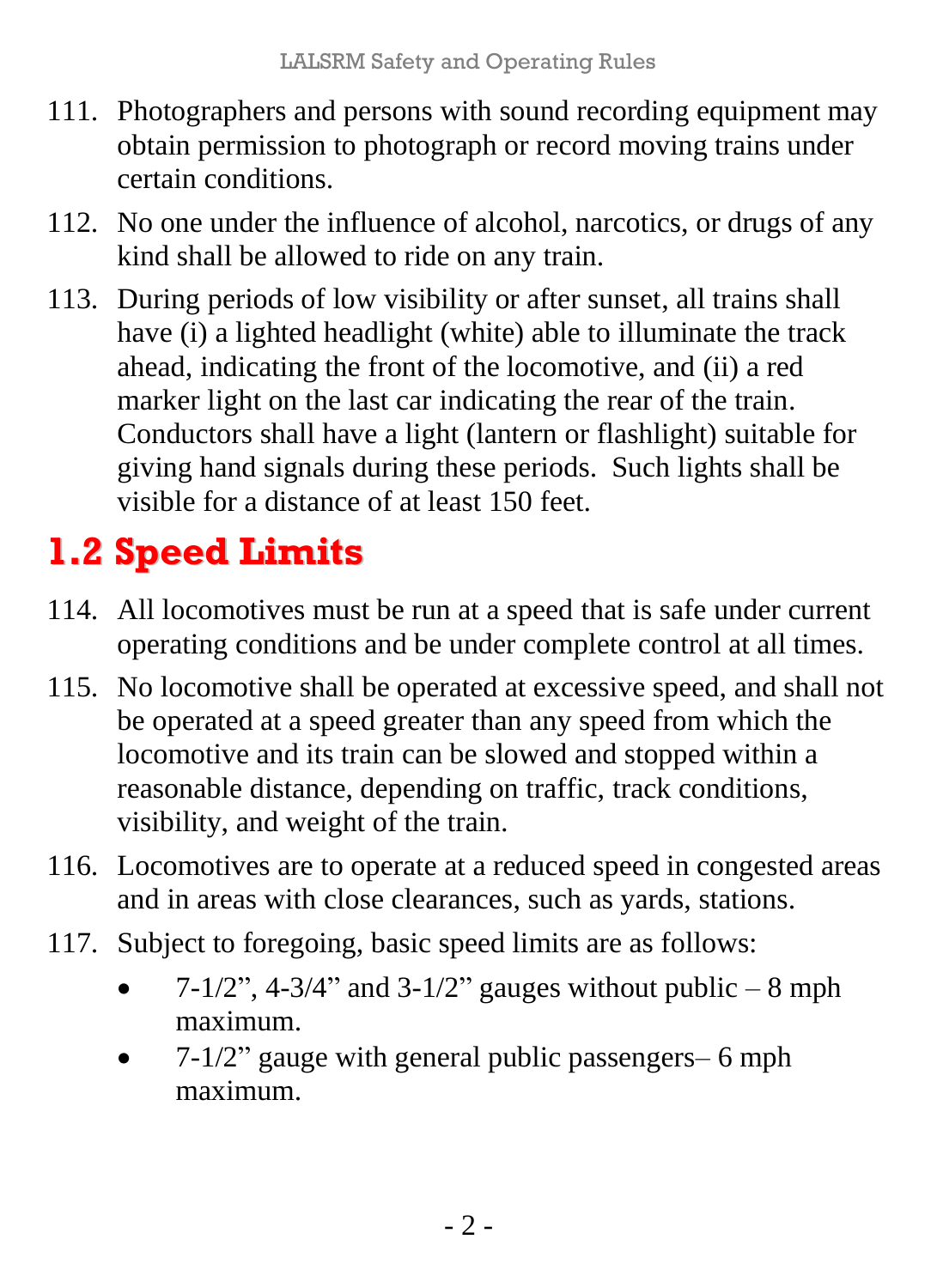111. Photographers and persons with sound recording equipment may obtain permission to photograph or record moving trains under certain conditions.

112. No one under the influence of alcohol, narcotics, or drugs of any kind shall be allowed to ride on any train.

113. During periods of low visibility or after sunset, all trains shall have (i) a lighted headlight (white) able to illuminate the track ahead, indicating the front of the locomotive, and (ii) a red marker light on the last car indicating the rear of the train. Conductors shall have a light (lantern or flashlight) suitable for giving hand signals during these periods. Such lights shall be visible for a distance of at least 150 feet.

## 1.2 Speed Limits

114. All locomotives must be run at a speed that is safe under current operating conditions and be under complete control at all times.

115. No locomotive shall be operated at excessive speed, and shall not be operated at a speed greater than any speed from which the locomotive and its train can be slowed and stopped within a reasonable distance, depending on traffic, track conditions, visibility, and weight of the train.

116. Locomotives are to operate at a reduced speed in congested areas and in areas with close clearances, such as yards, stations.

117. Subject to foregoing, basic speed limits are as follows:
    - 7-1/2", 4-3/4" and 3-1/2" gauges without public – 8 mph maximum.
    - 7-1/2" gauge with general public passengers– 6 mph maximum.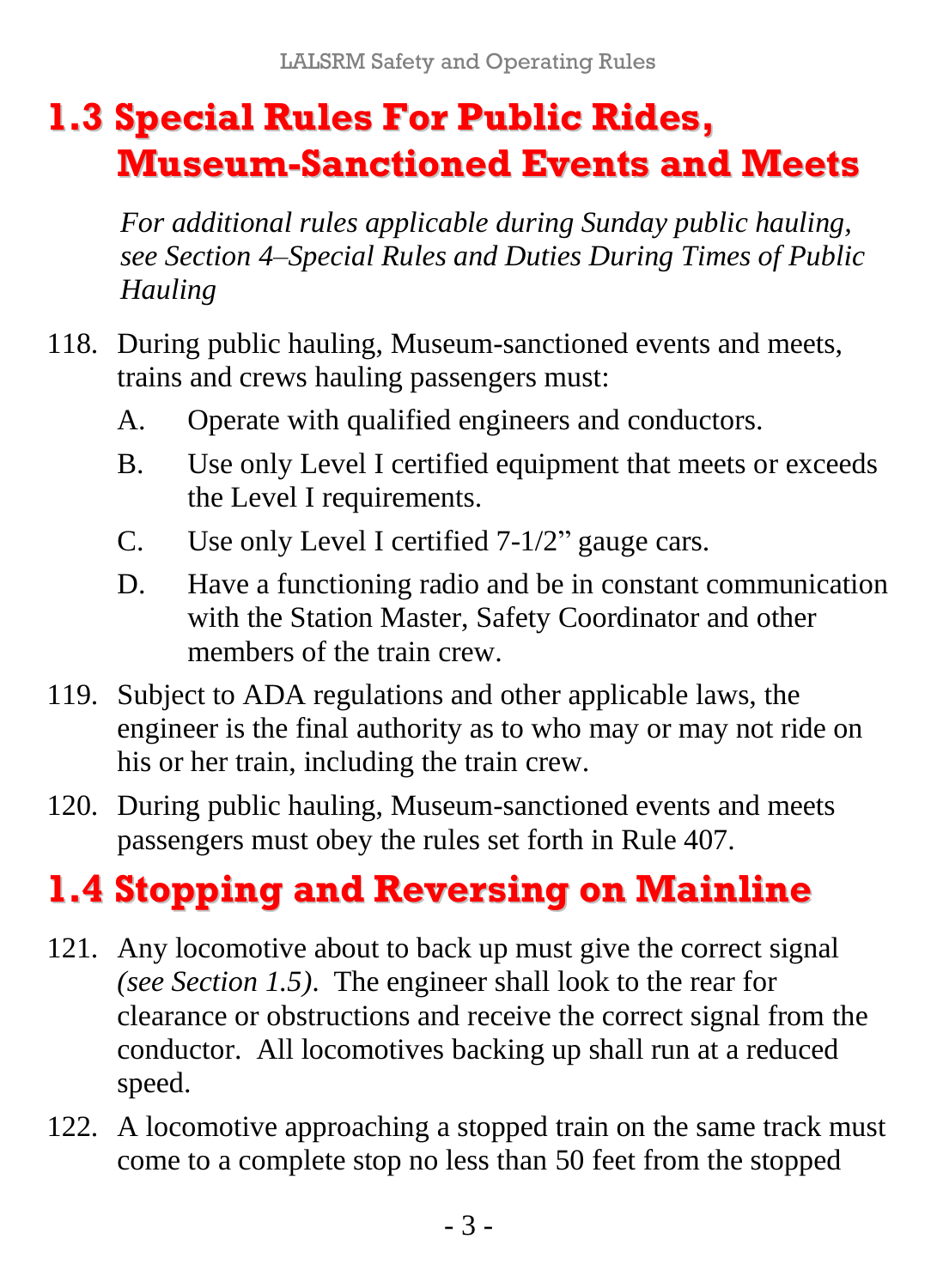## 1.3 Special Rules For Public Rides, Museum-Sanctioned Events and Meets

*For additional rules applicable during Sunday public hauling, see Section 4–Special Rules and Duties During Times of Public Hauling*

118. During public hauling, Museum-sanctioned events and meets, trains and crews hauling passengers must:

    A. Operate with qualified engineers and conductors.

    B. Use only Level I certified equipment that meets or exceeds the Level I requirements.

    C. Use only Level I certified 7-1/2" gauge cars.

    D. Have a functioning radio and be in constant communication with the Station Master, Safety Coordinator and other members of the train crew.

119. Subject to ADA regulations and other applicable laws, the engineer is the final authority as to who may or may not ride on his or her train, including the train crew.

120. During public hauling, Museum-sanctioned events and meets passengers must obey the rules set forth in Rule 407.

## 1.4 Stopping and Reversing on Mainline

121. Any locomotive about to back up must give the correct signal *(see Section 1.5)*. The engineer shall look to the rear for clearance or obstructions and receive the correct signal from the conductor. All locomotives backing up shall run at a reduced speed.

122. A locomotive approaching a stopped train on the same track must come to a complete stop no less than 50 feet from the stopped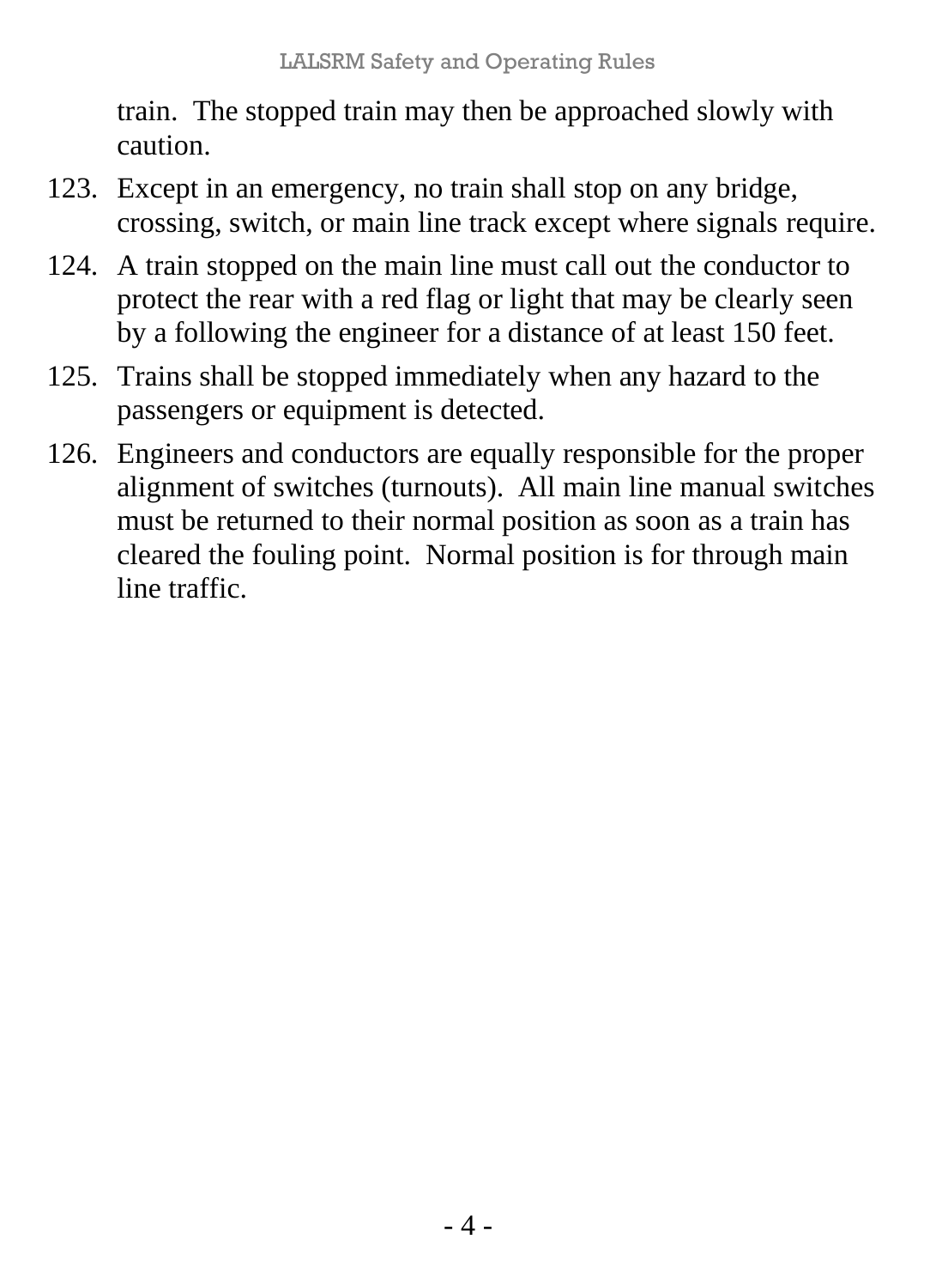train. The stopped train may then be approached slowly with caution.

123. Except in an emergency, no train shall stop on any bridge, crossing, switch, or main line track except where signals require.

124. A train stopped on the main line must call out the conductor to protect the rear with a red flag or light that may be clearly seen by a following the engineer for a distance of at least 150 feet.

125. Trains shall be stopped immediately when any hazard to the passengers or equipment is detected.

126. Engineers and conductors are equally responsible for the proper alignment of switches (turnouts). All main line manual switches must be returned to their normal position as soon as a train has cleared the fouling point. Normal position is for through main line traffic.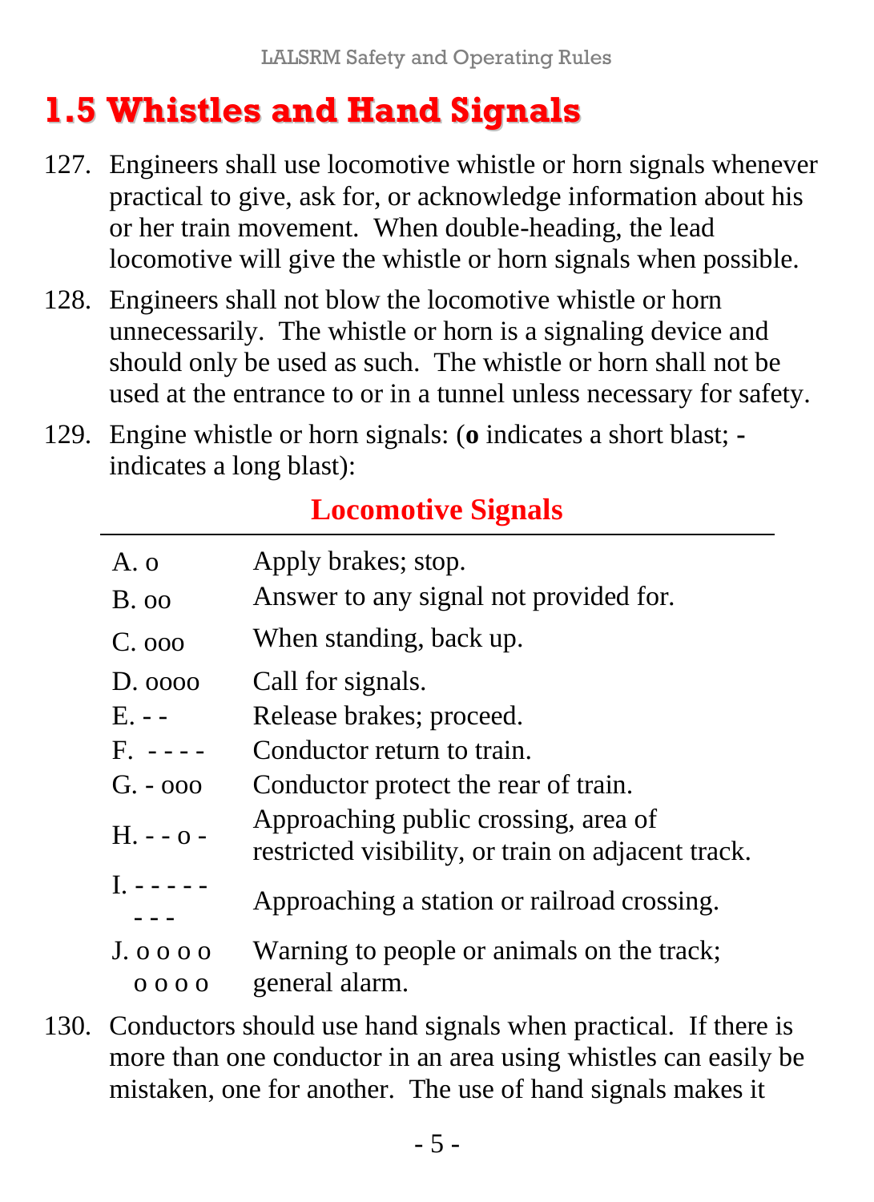## 1.5 Whistles and Hand Signals

127. Engineers shall use locomotive whistle or horn signals whenever practical to give, ask for, or acknowledge information about his or her train movement. When double-heading, the lead locomotive will give the whistle or horn signals when possible.

128. Engineers shall not blow the locomotive whistle or horn unnecessarily. The whistle or horn is a signaling device and should only be used as such. The whistle or horn shall not be used at the entrance to or in a tunnel unless necessary for safety.

129. Engine whistle or horn signals: (**o** indicates a short blast; **-** indicates a long blast):

**Locomotive Signals**

| | |
|---|---|
| A. o | Apply brakes; stop. |
| B. oo | Answer to any signal not provided for. |
| C. ooo | When standing, back up. |
| D. oooo | Call for signals. |
| E. - - | Release brakes; proceed. |
| F. - - - - | Conductor return to train. |
| G. - ooo | Conductor protect the rear of train. |
| H. - - o - | Approaching public crossing, area of restricted visibility, or train on adjacent track. |
| I. - - - - - - - - | Approaching a station or railroad crossing. |
| J. o o o o o o o o | Warning to people or animals on the track; general alarm. |

130. Conductors should use hand signals when practical. If there is more than one conductor in an area using whistles can easily be mistaken, one for another. The use of hand signals makes it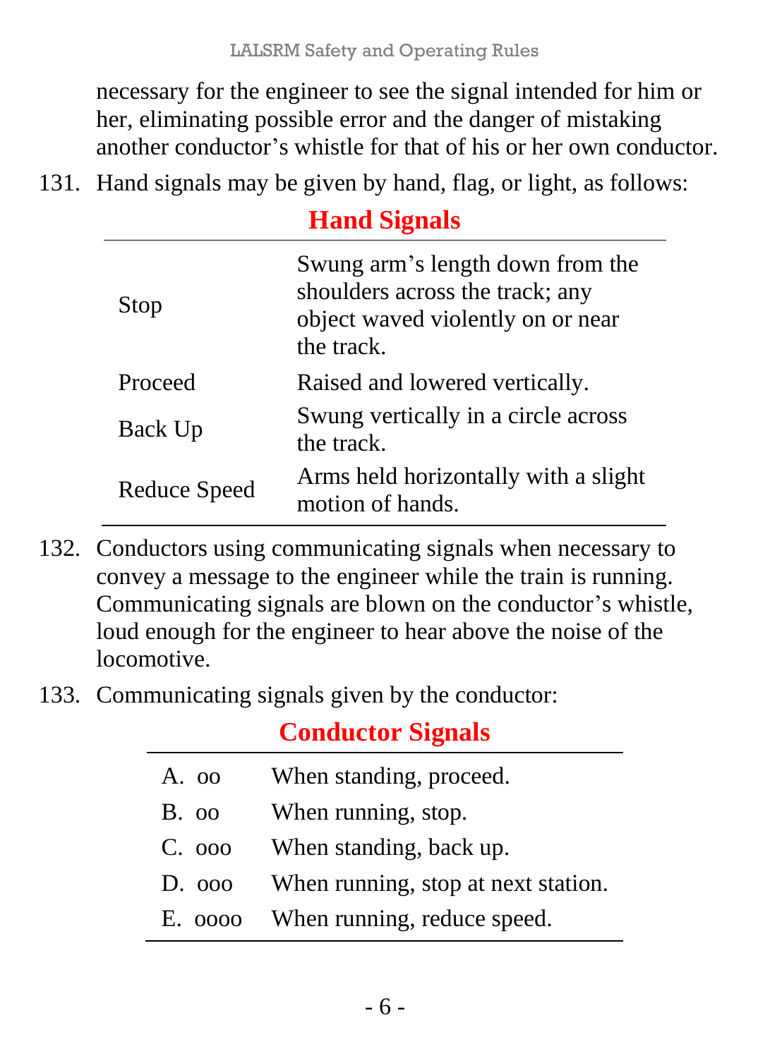necessary for the engineer to see the signal intended for him or her, eliminating possible error and the danger of mistaking another conductor's whistle for that of his or her own conductor.

131. Hand signals may be given by hand, flag, or light, as follows:

**Hand Signals**

| | |
|---|---|
| Stop | Swung arm's length down from the shoulders across the track; any object waved violently on or near the track. |
| Proceed | Raised and lowered vertically. |
| Back Up | Swung vertically in a circle across the track. |
| Reduce Speed | Arms held horizontally with a slight motion of hands. |

132. Conductors using communicating signals when necessary to convey a message to the engineer while the train is running. Communicating signals are blown on the conductor's whistle, loud enough for the engineer to hear above the noise of the locomotive.

133. Communicating signals given by the conductor:

**Conductor Signals**

| | |
|---|---|
| A. oo | When standing, proceed. |
| B. oo | When running, stop. |
| C. ooo | When standing, back up. |
| D. ooo | When running, stop at next station. |
| E. oooo | When running, reduce speed. |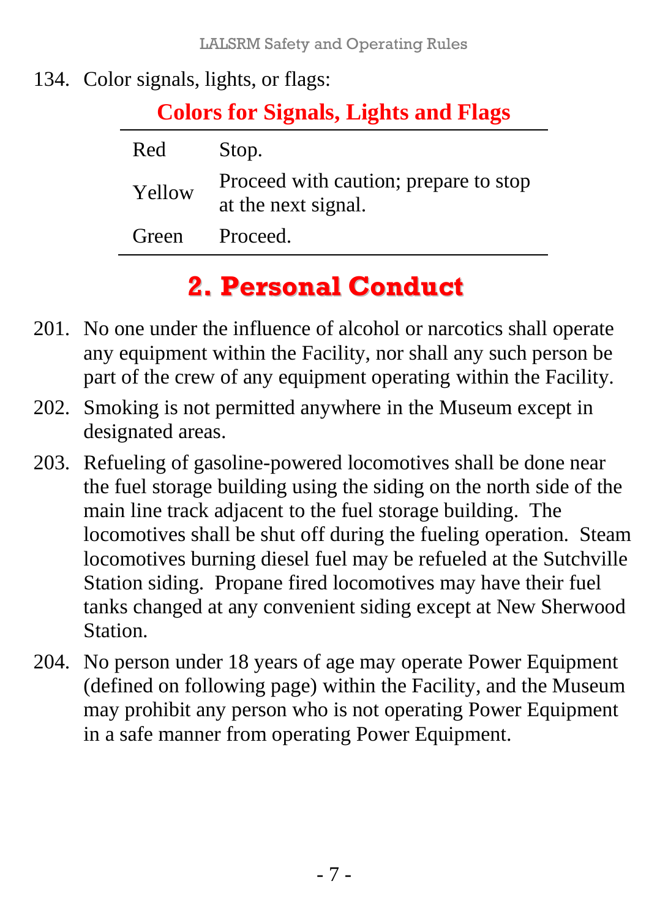134. Color signals, lights, or flags:

**Colors for Signals, Lights and Flags**

| Color | Meaning |
|---|---|
| Red | Stop. |
| Yellow | Proceed with caution; prepare to stop at the next signal. |
| Green | Proceed. |

# 2. Personal Conduct

201. No one under the influence of alcohol or narcotics shall operate any equipment within the Facility, nor shall any such person be part of the crew of any equipment operating within the Facility.

202. Smoking is not permitted anywhere in the Museum except in designated areas.

203. Refueling of gasoline-powered locomotives shall be done near the fuel storage building using the siding on the north side of the main line track adjacent to the fuel storage building. The locomotives shall be shut off during the fueling operation. Steam locomotives burning diesel fuel may be refueled at the Sutchville Station siding. Propane fired locomotives may have their fuel tanks changed at any convenient siding except at New Sherwood Station.

204. No person under 18 years of age may operate Power Equipment (defined on following page) within the Facility, and the Museum may prohibit any person who is not operating Power Equipment in a safe manner from operating Power Equipment.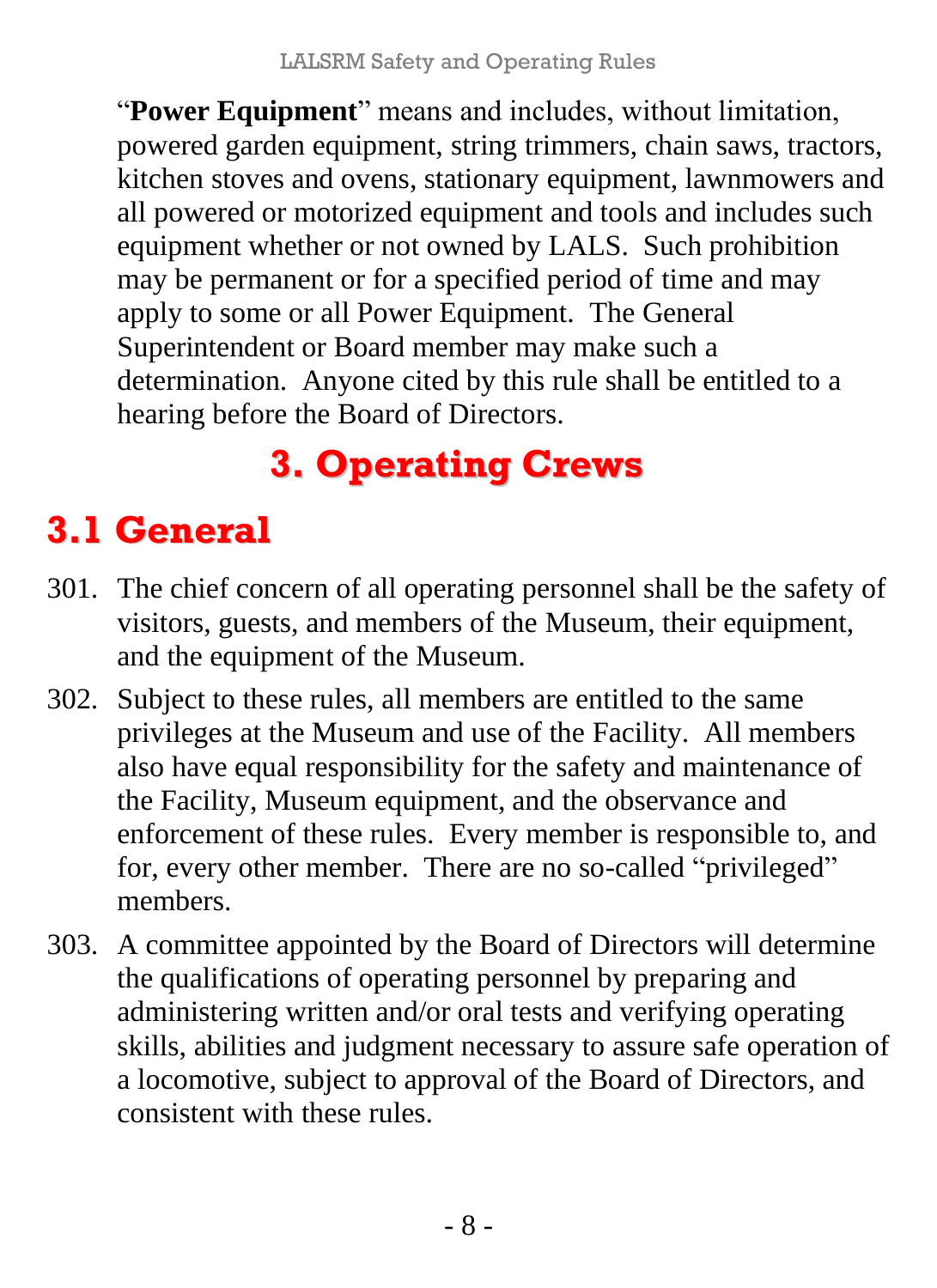"**Power Equipment**" means and includes, without limitation, powered garden equipment, string trimmers, chain saws, tractors, kitchen stoves and ovens, stationary equipment, lawnmowers and all powered or motorized equipment and tools and includes such equipment whether or not owned by LALS. Such prohibition may be permanent or for a specified period of time and may apply to some or all Power Equipment. The General Superintendent or Board member may make such a determination. Anyone cited by this rule shall be entitled to a hearing before the Board of Directors.

# 3. Operating Crews

## 3.1 General

301. The chief concern of all operating personnel shall be the safety of visitors, guests, and members of the Museum, their equipment, and the equipment of the Museum.
302. Subject to these rules, all members are entitled to the same privileges at the Museum and use of the Facility. All members also have equal responsibility for the safety and maintenance of the Facility, Museum equipment, and the observance and enforcement of these rules. Every member is responsible to, and for, every other member. There are no so-called "privileged" members.
303. A committee appointed by the Board of Directors will determine the qualifications of operating personnel by preparing and administering written and/or oral tests and verifying operating skills, abilities and judgment necessary to assure safe operation of a locomotive, subject to approval of the Board of Directors, and consistent with these rules.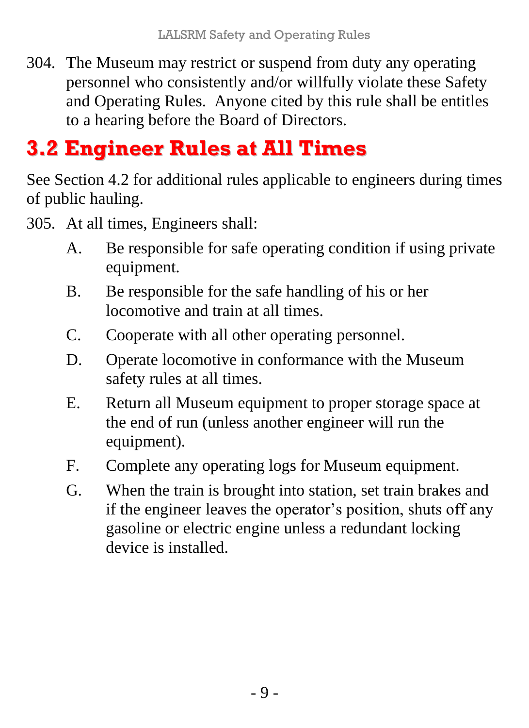304. The Museum may restrict or suspend from duty any operating personnel who consistently and/or willfully violate these Safety and Operating Rules. Anyone cited by this rule shall be entitles to a hearing before the Board of Directors.

## 3.2 Engineer Rules at All Times

See Section 4.2 for additional rules applicable to engineers during times of public hauling.

305. At all times, Engineers shall:

   A. Be responsible for safe operating condition if using private equipment.

   B. Be responsible for the safe handling of his or her locomotive and train at all times.

   C. Cooperate with all other operating personnel.

   D. Operate locomotive in conformance with the Museum safety rules at all times.

   E. Return all Museum equipment to proper storage space at the end of run (unless another engineer will run the equipment).

   F. Complete any operating logs for Museum equipment.

   G. When the train is brought into station, set train brakes and if the engineer leaves the operator's position, shuts off any gasoline or electric engine unless a redundant locking device is installed.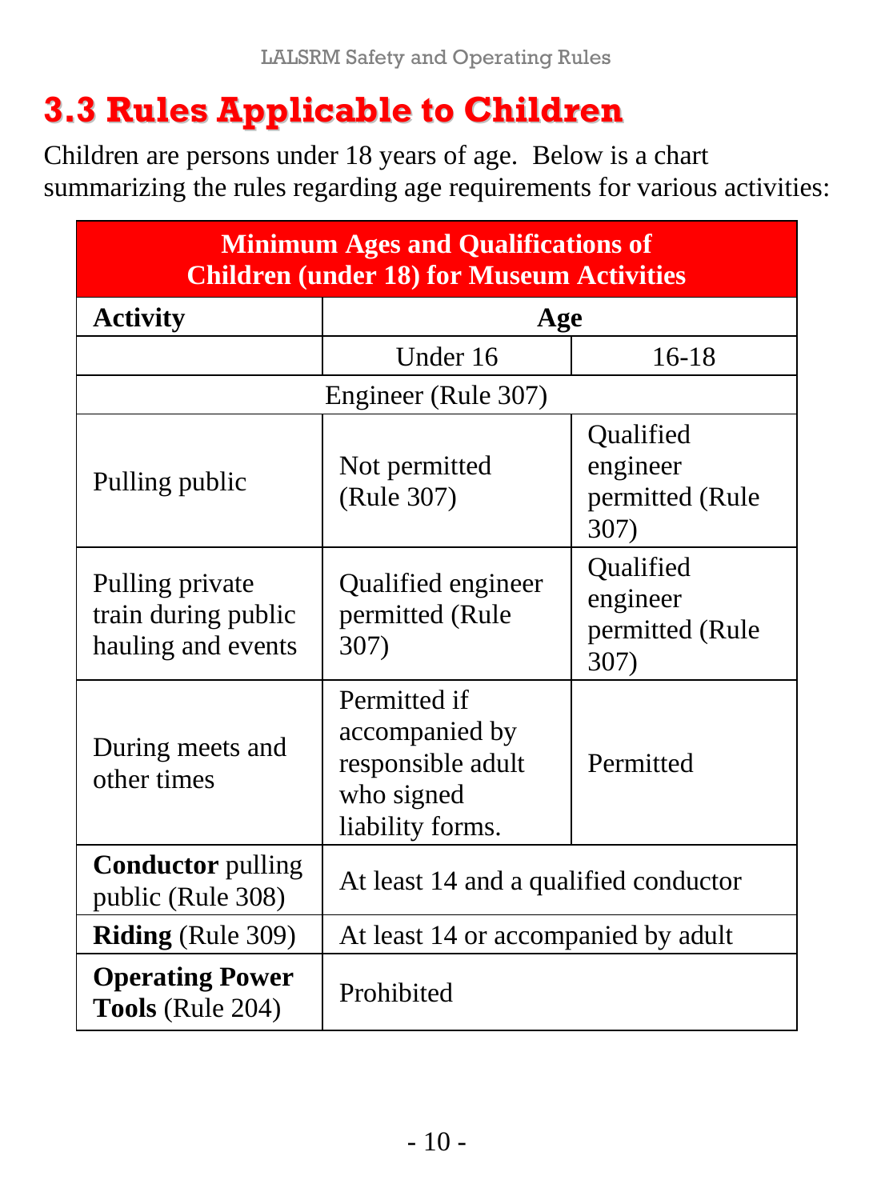## 3.3 Rules Applicable to Children

Children are persons under 18 years of age. Below is a chart summarizing the rules regarding age requirements for various activities:

| Minimum Ages and Qualifications of Children (under 18) for Museum Activities | | |
|---|---|---|
| **Activity** | **Age** | |
| | Under 16 | 16-18 |
| Engineer (Rule 307) | | |
| Pulling public | Not permitted (Rule 307) | Qualified engineer permitted (Rule 307) |
| Pulling private train during public hauling and events | Qualified engineer permitted (Rule 307) | Qualified engineer permitted (Rule 307) |
| During meets and other times | Permitted if accompanied by responsible adult who signed liability forms. | Permitted |
| **Conductor** pulling public (Rule 308) | At least 14 and a qualified conductor | |
| **Riding** (Rule 309) | At least 14 or accompanied by adult | |
| **Operating Power Tools** (Rule 204) | Prohibited | |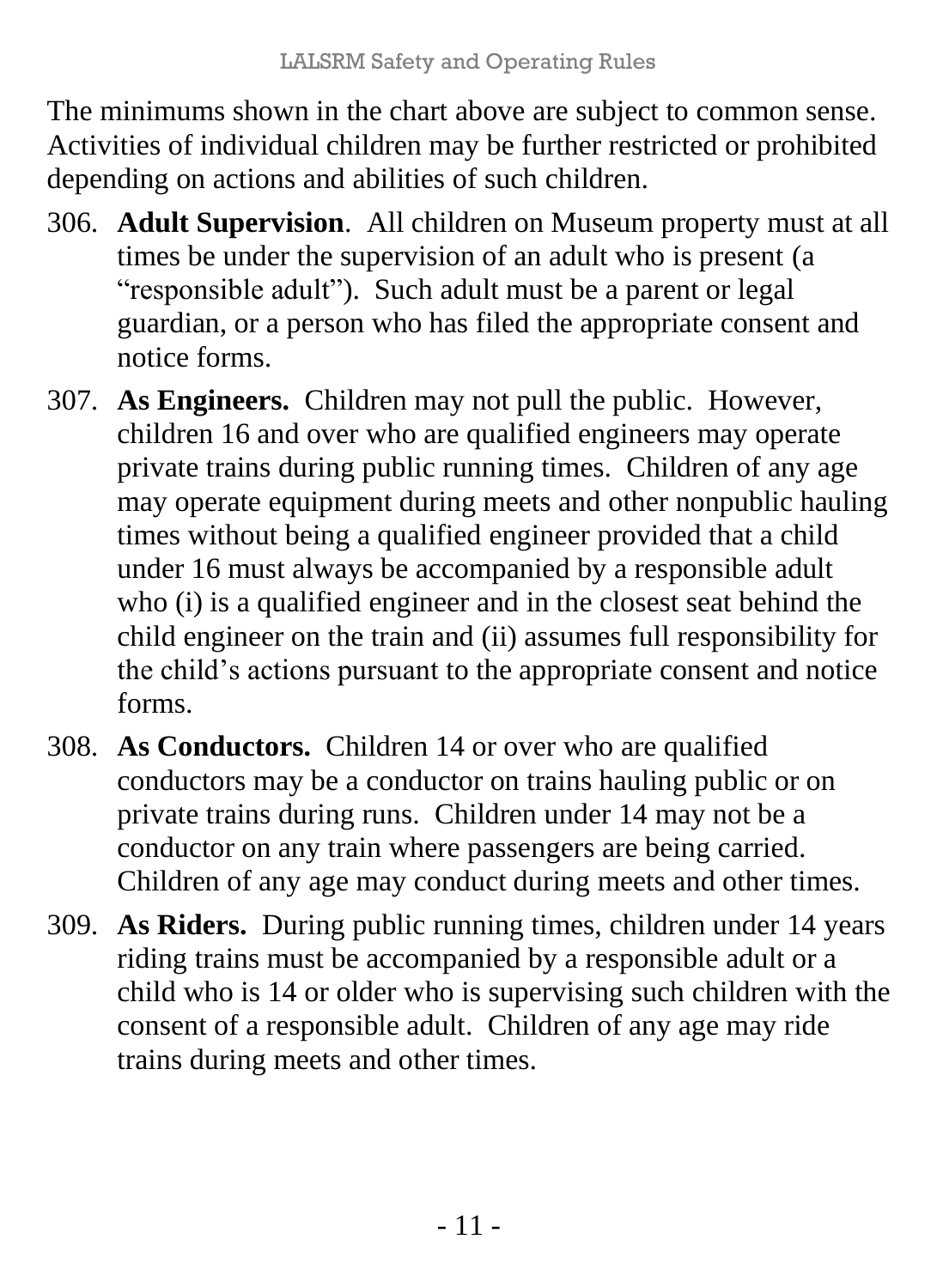The minimums shown in the chart above are subject to common sense. Activities of individual children may be further restricted or prohibited depending on actions and abilities of such children.

306. **Adult Supervision**. All children on Museum property must at all times be under the supervision of an adult who is present (a "responsible adult"). Such adult must be a parent or legal guardian, or a person who has filed the appropriate consent and notice forms.

307. **As Engineers.** Children may not pull the public. However, children 16 and over who are qualified engineers may operate private trains during public running times. Children of any age may operate equipment during meets and other nonpublic hauling times without being a qualified engineer provided that a child under 16 must always be accompanied by a responsible adult who (i) is a qualified engineer and in the closest seat behind the child engineer on the train and (ii) assumes full responsibility for the child's actions pursuant to the appropriate consent and notice forms.

308. **As Conductors.** Children 14 or over who are qualified conductors may be a conductor on trains hauling public or on private trains during runs. Children under 14 may not be a conductor on any train where passengers are being carried. Children of any age may conduct during meets and other times.

309. **As Riders.** During public running times, children under 14 years riding trains must be accompanied by a responsible adult or a child who is 14 or older who is supervising such children with the consent of a responsible adult. Children of any age may ride trains during meets and other times.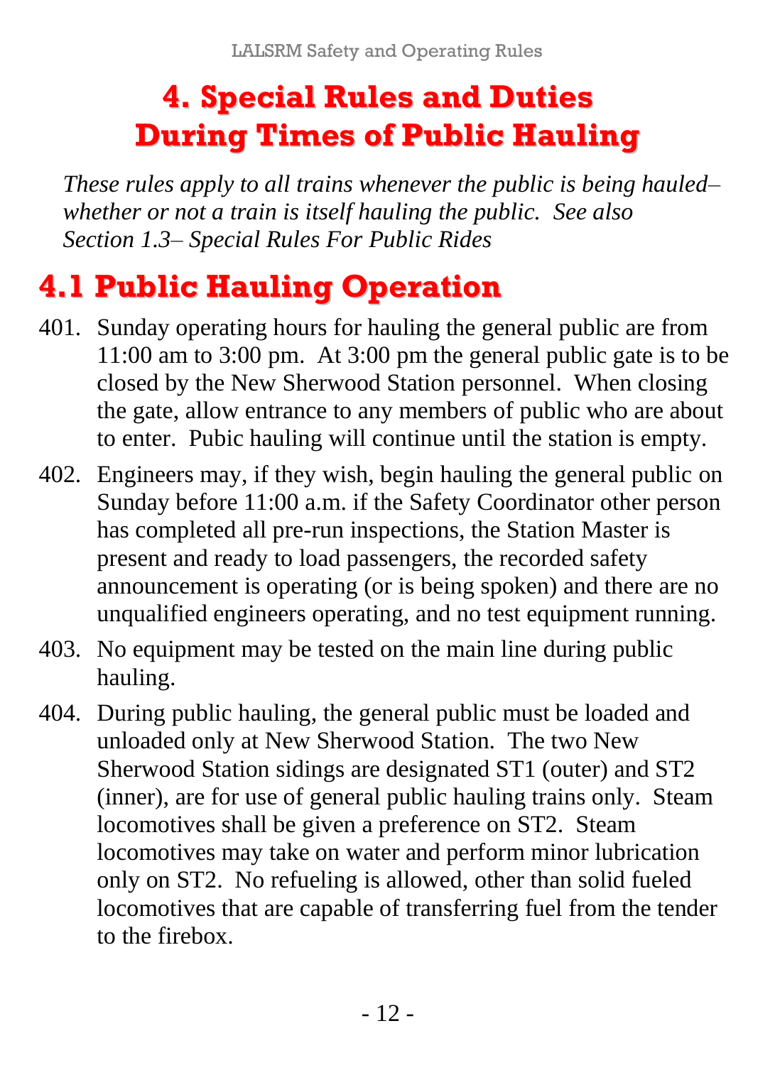# 4. Special Rules and Duties During Times of Public Hauling

*These rules apply to all trains whenever the public is being hauled– whether or not a train is itself hauling the public. See also Section 1.3– Special Rules For Public Rides*

## 4.1 Public Hauling Operation

401. Sunday operating hours for hauling the general public are from 11:00 am to 3:00 pm. At 3:00 pm the general public gate is to be closed by the New Sherwood Station personnel. When closing the gate, allow entrance to any members of public who are about to enter. Pubic hauling will continue until the station is empty.

402. Engineers may, if they wish, begin hauling the general public on Sunday before 11:00 a.m. if the Safety Coordinator other person has completed all pre-run inspections, the Station Master is present and ready to load passengers, the recorded safety announcement is operating (or is being spoken) and there are no unqualified engineers operating, and no test equipment running.

403. No equipment may be tested on the main line during public hauling.

404. During public hauling, the general public must be loaded and unloaded only at New Sherwood Station. The two New Sherwood Station sidings are designated ST1 (outer) and ST2 (inner), are for use of general public hauling trains only. Steam locomotives shall be given a preference on ST2. Steam locomotives may take on water and perform minor lubrication only on ST2. No refueling is allowed, other than solid fueled locomotives that are capable of transferring fuel from the tender to the firebox.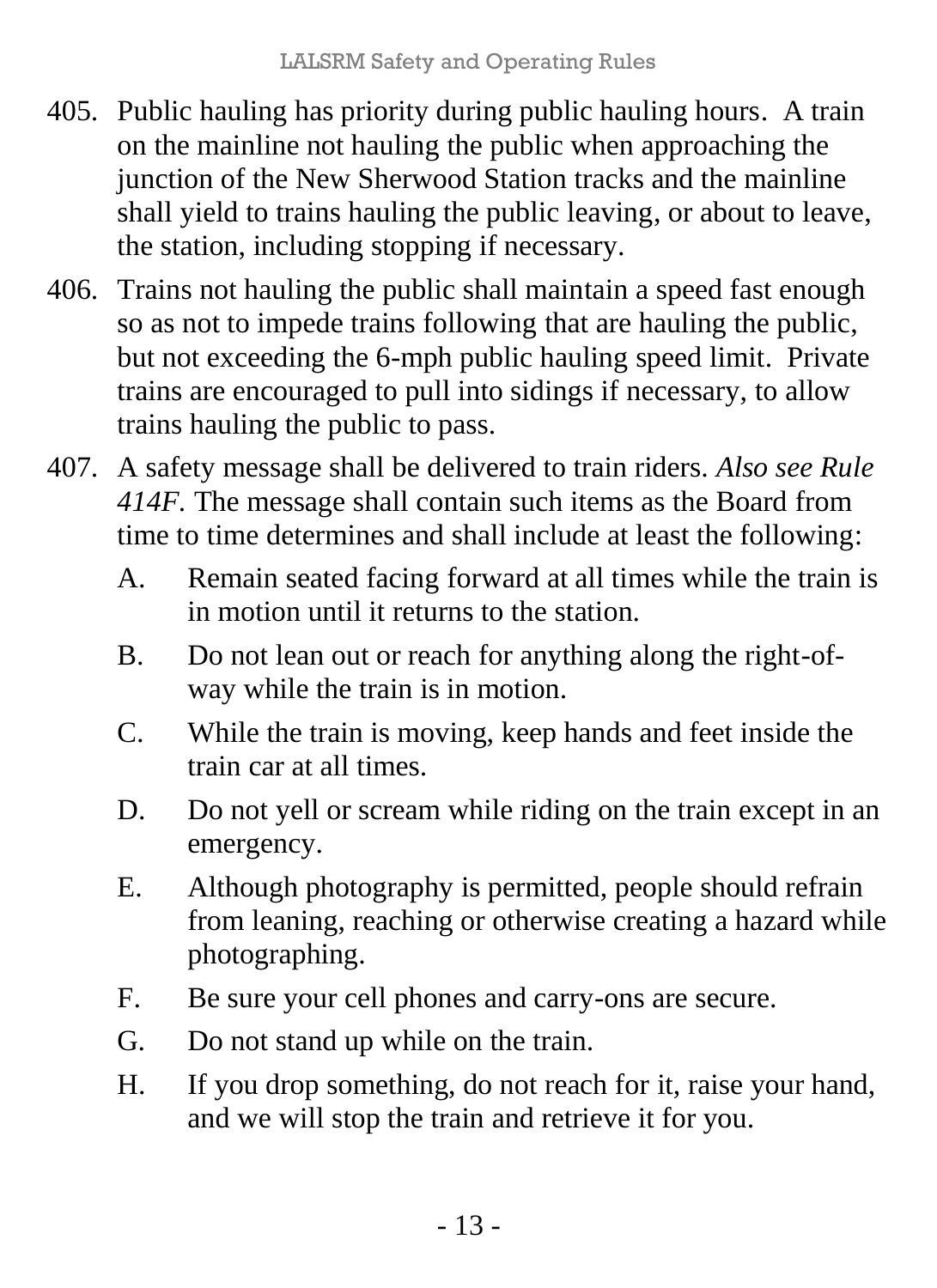405. Public hauling has priority during public hauling hours. A train on the mainline not hauling the public when approaching the junction of the New Sherwood Station tracks and the mainline shall yield to trains hauling the public leaving, or about to leave, the station, including stopping if necessary.

406. Trains not hauling the public shall maintain a speed fast enough so as not to impede trains following that are hauling the public, but not exceeding the 6-mph public hauling speed limit. Private trains are encouraged to pull into sidings if necessary, to allow trains hauling the public to pass.

407. A safety message shall be delivered to train riders. *Also see Rule 414F.* The message shall contain such items as the Board from time to time determines and shall include at least the following:

    A. Remain seated facing forward at all times while the train is in motion until it returns to the station.

    B. Do not lean out or reach for anything along the right-of-way while the train is in motion.

    C. While the train is moving, keep hands and feet inside the train car at all times.

    D. Do not yell or scream while riding on the train except in an emergency.

    E. Although photography is permitted, people should refrain from leaning, reaching or otherwise creating a hazard while photographing.

    F. Be sure your cell phones and carry-ons are secure.

    G. Do not stand up while on the train.

    H. If you drop something, do not reach for it, raise your hand, and we will stop the train and retrieve it for you.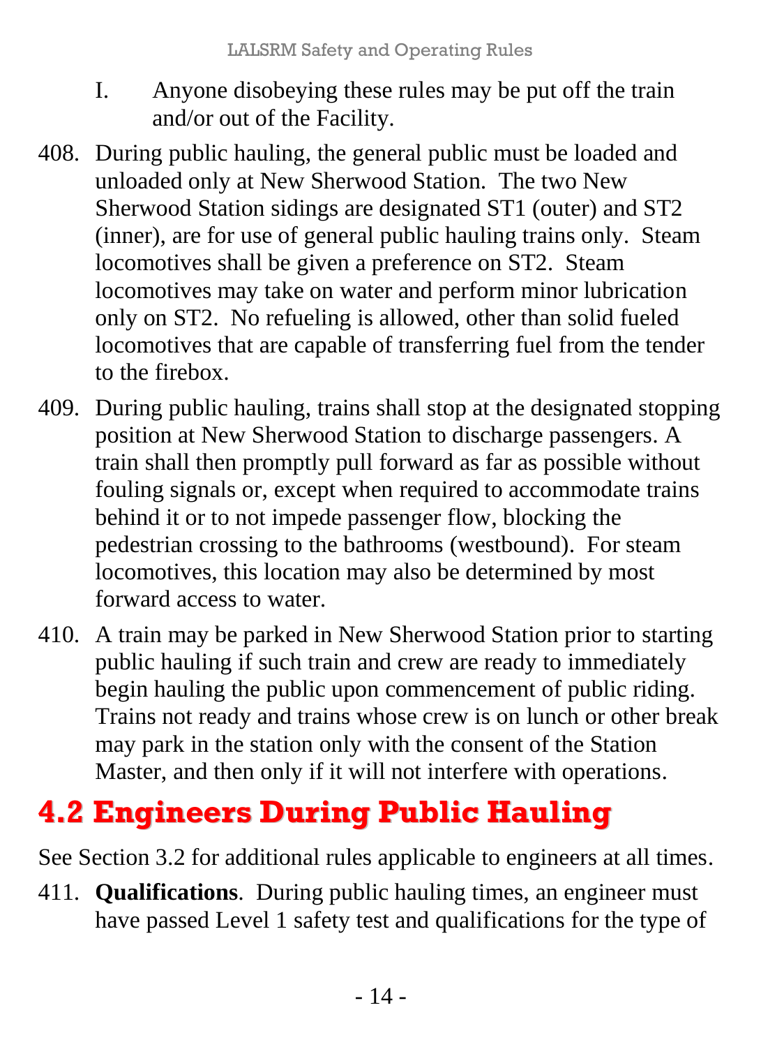I. Anyone disobeying these rules may be put off the train and/or out of the Facility.

408. During public hauling, the general public must be loaded and unloaded only at New Sherwood Station. The two New Sherwood Station sidings are designated ST1 (outer) and ST2 (inner), are for use of general public hauling trains only. Steam locomotives shall be given a preference on ST2. Steam locomotives may take on water and perform minor lubrication only on ST2. No refueling is allowed, other than solid fueled locomotives that are capable of transferring fuel from the tender to the firebox.

409. During public hauling, trains shall stop at the designated stopping position at New Sherwood Station to discharge passengers. A train shall then promptly pull forward as far as possible without fouling signals or, except when required to accommodate trains behind it or to not impede passenger flow, blocking the pedestrian crossing to the bathrooms (westbound). For steam locomotives, this location may also be determined by most forward access to water.

410. A train may be parked in New Sherwood Station prior to starting public hauling if such train and crew are ready to immediately begin hauling the public upon commencement of public riding. Trains not ready and trains whose crew is on lunch or other break may park in the station only with the consent of the Station Master, and then only if it will not interfere with operations.

## 4.2 Engineers During Public Hauling

See Section 3.2 for additional rules applicable to engineers at all times.

411. **Qualifications**. During public hauling times, an engineer must have passed Level 1 safety test and qualifications for the type of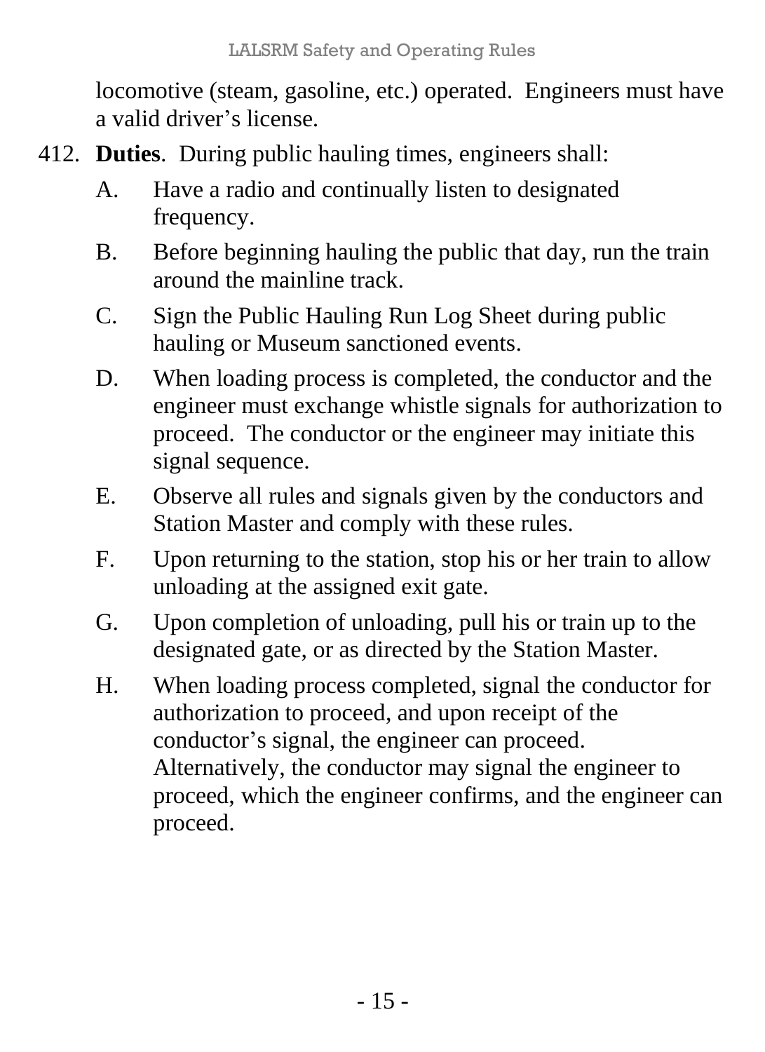locomotive (steam, gasoline, etc.) operated. Engineers must have a valid driver's license.

412. **Duties**. During public hauling times, engineers shall:

   A. Have a radio and continually listen to designated frequency.

   B. Before beginning hauling the public that day, run the train around the mainline track.

   C. Sign the Public Hauling Run Log Sheet during public hauling or Museum sanctioned events.

   D. When loading process is completed, the conductor and the engineer must exchange whistle signals for authorization to proceed. The conductor or the engineer may initiate this signal sequence.

   E. Observe all rules and signals given by the conductors and Station Master and comply with these rules.

   F. Upon returning to the station, stop his or her train to allow unloading at the assigned exit gate.

   G. Upon completion of unloading, pull his or train up to the designated gate, or as directed by the Station Master.

   H. When loading process completed, signal the conductor for authorization to proceed, and upon receipt of the conductor's signal, the engineer can proceed. Alternatively, the conductor may signal the engineer to proceed, which the engineer confirms, and the engineer can proceed.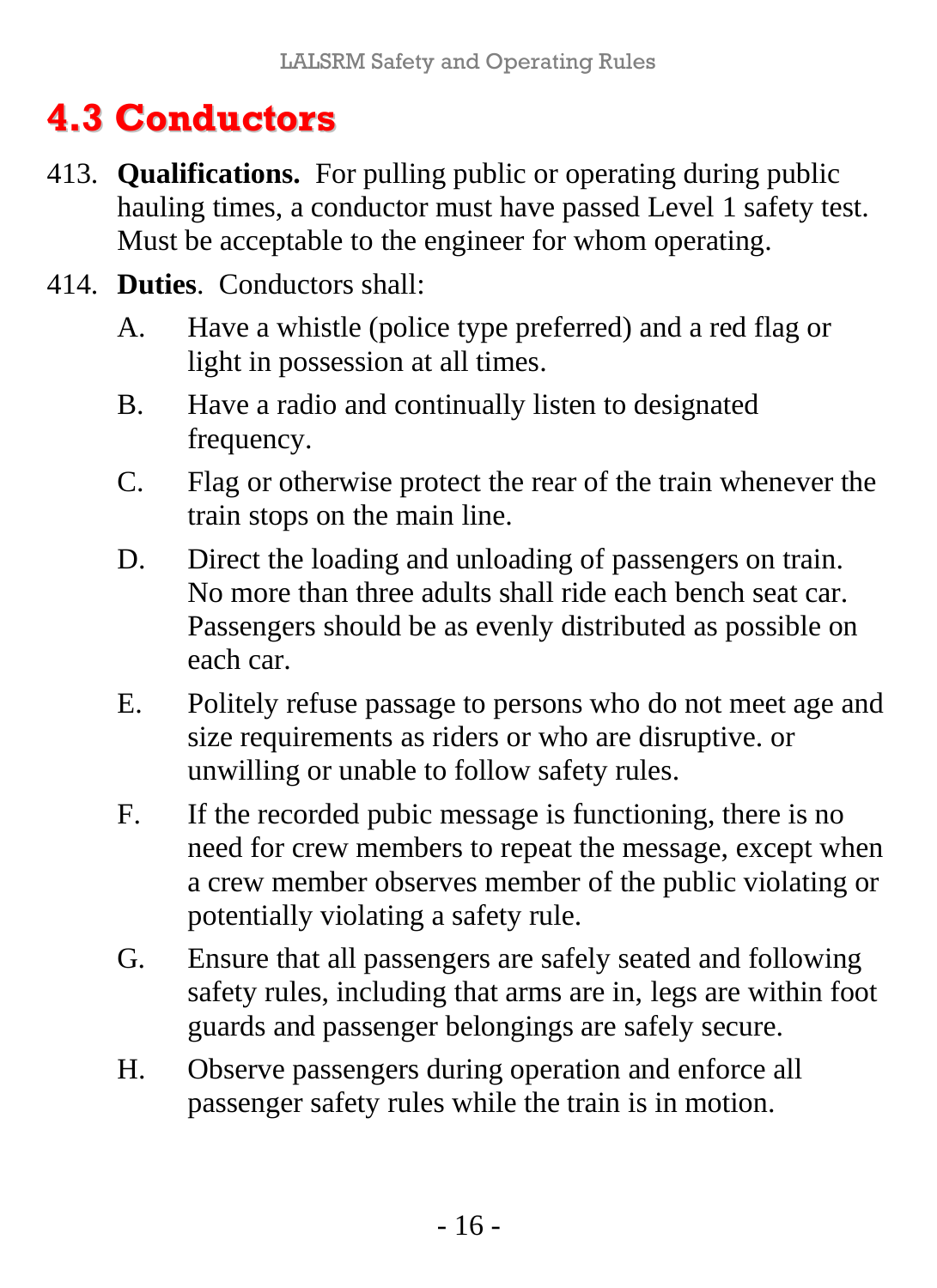## 4.3 Conductors

413. **Qualifications.** For pulling public or operating during public hauling times, a conductor must have passed Level 1 safety test. Must be acceptable to the engineer for whom operating.

414. **Duties**. Conductors shall:

   A. Have a whistle (police type preferred) and a red flag or light in possession at all times.

   B. Have a radio and continually listen to designated frequency.

   C. Flag or otherwise protect the rear of the train whenever the train stops on the main line.

   D. Direct the loading and unloading of passengers on train. No more than three adults shall ride each bench seat car. Passengers should be as evenly distributed as possible on each car.

   E. Politely refuse passage to persons who do not meet age and size requirements as riders or who are disruptive. or unwilling or unable to follow safety rules.

   F. If the recorded pubic message is functioning, there is no need for crew members to repeat the message, except when a crew member observes member of the public violating or potentially violating a safety rule.

   G. Ensure that all passengers are safely seated and following safety rules, including that arms are in, legs are within foot guards and passenger belongings are safely secure.

   H. Observe passengers during operation and enforce all passenger safety rules while the train is in motion.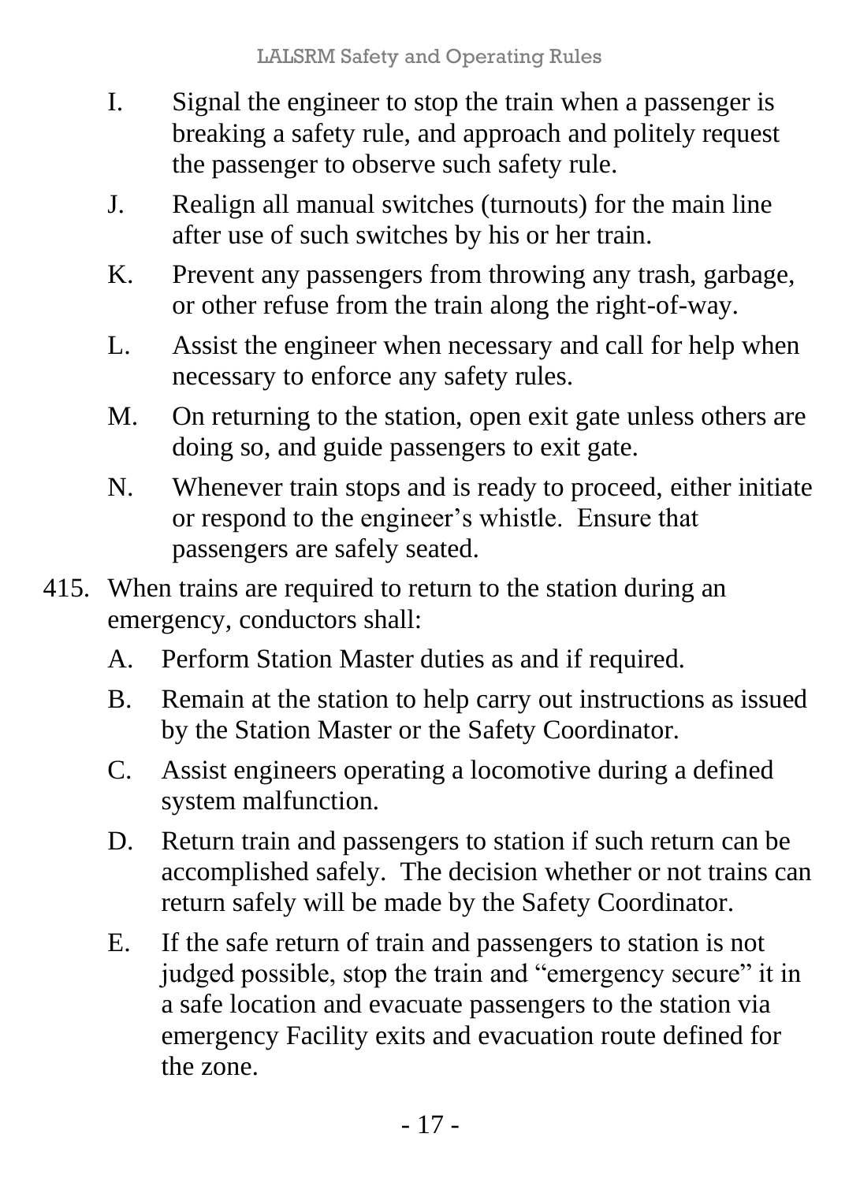I. Signal the engineer to stop the train when a passenger is breaking a safety rule, and approach and politely request the passenger to observe such safety rule.

J. Realign all manual switches (turnouts) for the main line after use of such switches by his or her train.

K. Prevent any passengers from throwing any trash, garbage, or other refuse from the train along the right-of-way.

L. Assist the engineer when necessary and call for help when necessary to enforce any safety rules.

M. On returning to the station, open exit gate unless others are doing so, and guide passengers to exit gate.

N. Whenever train stops and is ready to proceed, either initiate or respond to the engineer's whistle. Ensure that passengers are safely seated.

415. When trains are required to return to the station during an emergency, conductors shall:

A. Perform Station Master duties as and if required.

B. Remain at the station to help carry out instructions as issued by the Station Master or the Safety Coordinator.

C. Assist engineers operating a locomotive during a defined system malfunction.

D. Return train and passengers to station if such return can be accomplished safely. The decision whether or not trains can return safely will be made by the Safety Coordinator.

E. If the safe return of train and passengers to station is not judged possible, stop the train and "emergency secure" it in a safe location and evacuate passengers to the station via emergency Facility exits and evacuation route defined for the zone.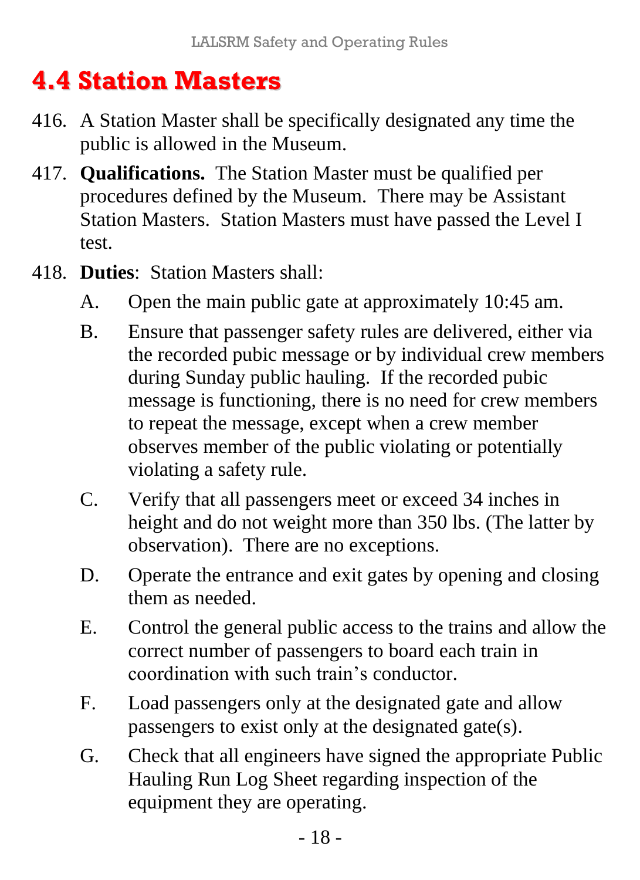## 4.4 Station Masters

416. A Station Master shall be specifically designated any time the public is allowed in the Museum.

417. **Qualifications.** The Station Master must be qualified per procedures defined by the Museum. There may be Assistant Station Masters. Station Masters must have passed the Level I test.

418. **Duties**: Station Masters shall:

   A. Open the main public gate at approximately 10:45 am.

   B. Ensure that passenger safety rules are delivered, either via the recorded pubic message or by individual crew members during Sunday public hauling. If the recorded pubic message is functioning, there is no need for crew members to repeat the message, except when a crew member observes member of the public violating or potentially violating a safety rule.

   C. Verify that all passengers meet or exceed 34 inches in height and do not weight more than 350 lbs. (The latter by observation). There are no exceptions.

   D. Operate the entrance and exit gates by opening and closing them as needed.

   E. Control the general public access to the trains and allow the correct number of passengers to board each train in coordination with such train's conductor.

   F. Load passengers only at the designated gate and allow passengers to exist only at the designated gate(s).

   G. Check that all engineers have signed the appropriate Public Hauling Run Log Sheet regarding inspection of the equipment they are operating.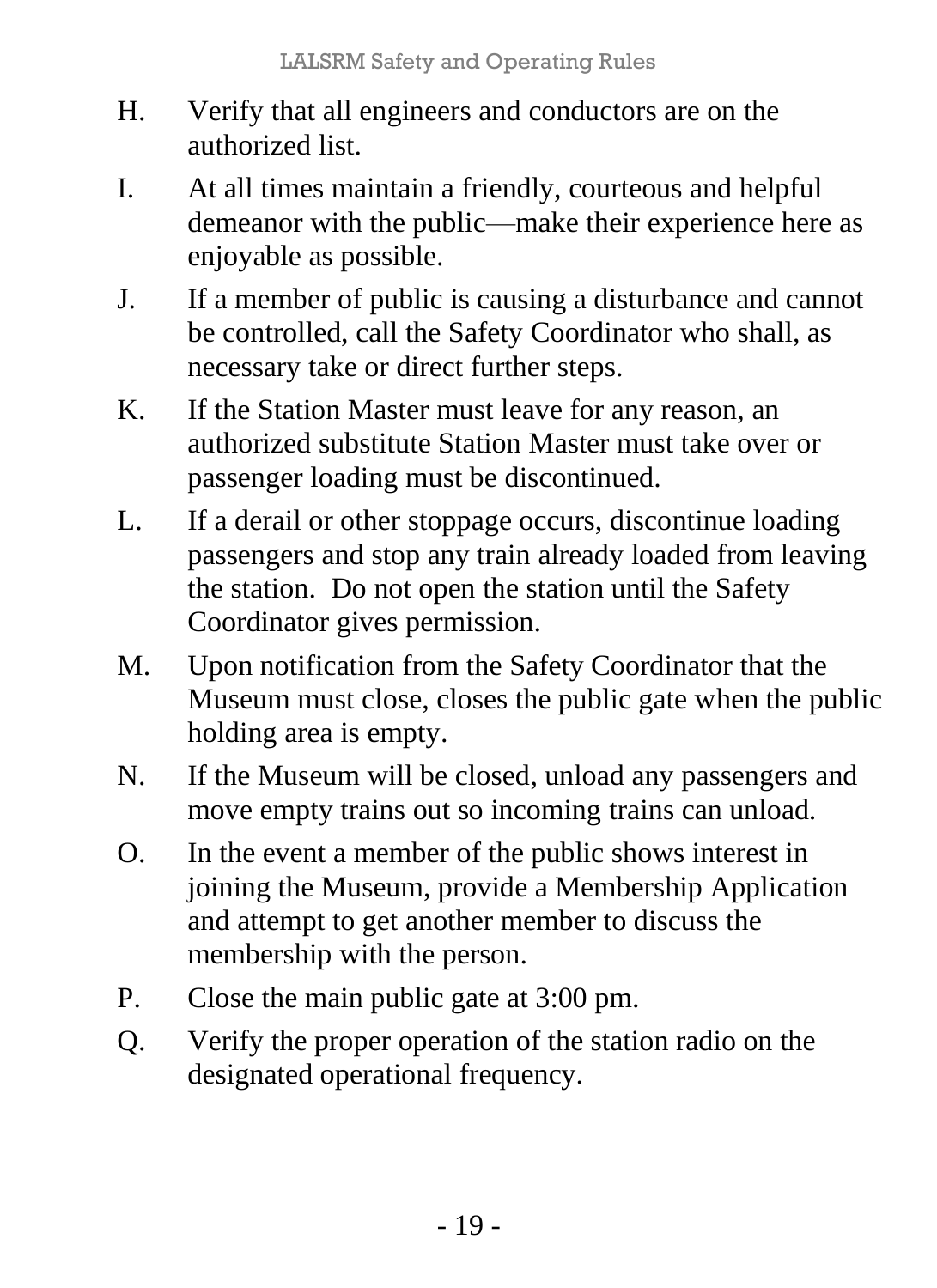H. Verify that all engineers and conductors are on the authorized list.

I. At all times maintain a friendly, courteous and helpful demeanor with the public—make their experience here as enjoyable as possible.

J. If a member of public is causing a disturbance and cannot be controlled, call the Safety Coordinator who shall, as necessary take or direct further steps.

K. If the Station Master must leave for any reason, an authorized substitute Station Master must take over or passenger loading must be discontinued.

L. If a derail or other stoppage occurs, discontinue loading passengers and stop any train already loaded from leaving the station. Do not open the station until the Safety Coordinator gives permission.

M. Upon notification from the Safety Coordinator that the Museum must close, closes the public gate when the public holding area is empty.

N. If the Museum will be closed, unload any passengers and move empty trains out so incoming trains can unload.

O. In the event a member of the public shows interest in joining the Museum, provide a Membership Application and attempt to get another member to discuss the membership with the person.

P. Close the main public gate at 3:00 pm.

Q. Verify the proper operation of the station radio on the designated operational frequency.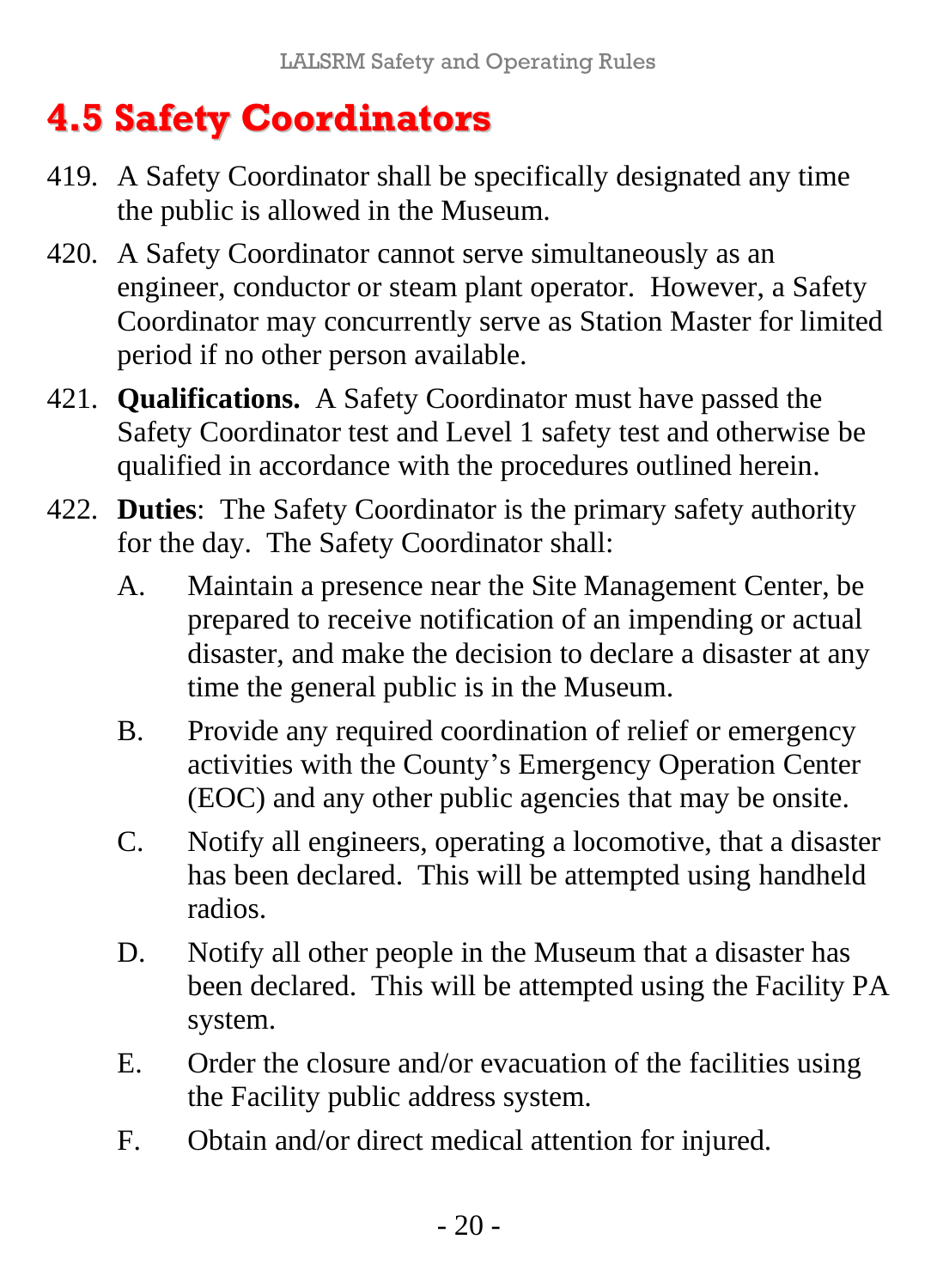## 4.5 Safety Coordinators

419. A Safety Coordinator shall be specifically designated any time the public is allowed in the Museum.

420. A Safety Coordinator cannot serve simultaneously as an engineer, conductor or steam plant operator. However, a Safety Coordinator may concurrently serve as Station Master for limited period if no other person available.

421. **Qualifications.** A Safety Coordinator must have passed the Safety Coordinator test and Level 1 safety test and otherwise be qualified in accordance with the procedures outlined herein.

422. **Duties**: The Safety Coordinator is the primary safety authority for the day. The Safety Coordinator shall:

   A. Maintain a presence near the Site Management Center, be prepared to receive notification of an impending or actual disaster, and make the decision to declare a disaster at any time the general public is in the Museum.

   B. Provide any required coordination of relief or emergency activities with the County's Emergency Operation Center (EOC) and any other public agencies that may be onsite.

   C. Notify all engineers, operating a locomotive, that a disaster has been declared. This will be attempted using handheld radios.

   D. Notify all other people in the Museum that a disaster has been declared. This will be attempted using the Facility PA system.

   E. Order the closure and/or evacuation of the facilities using the Facility public address system.

   F. Obtain and/or direct medical attention for injured.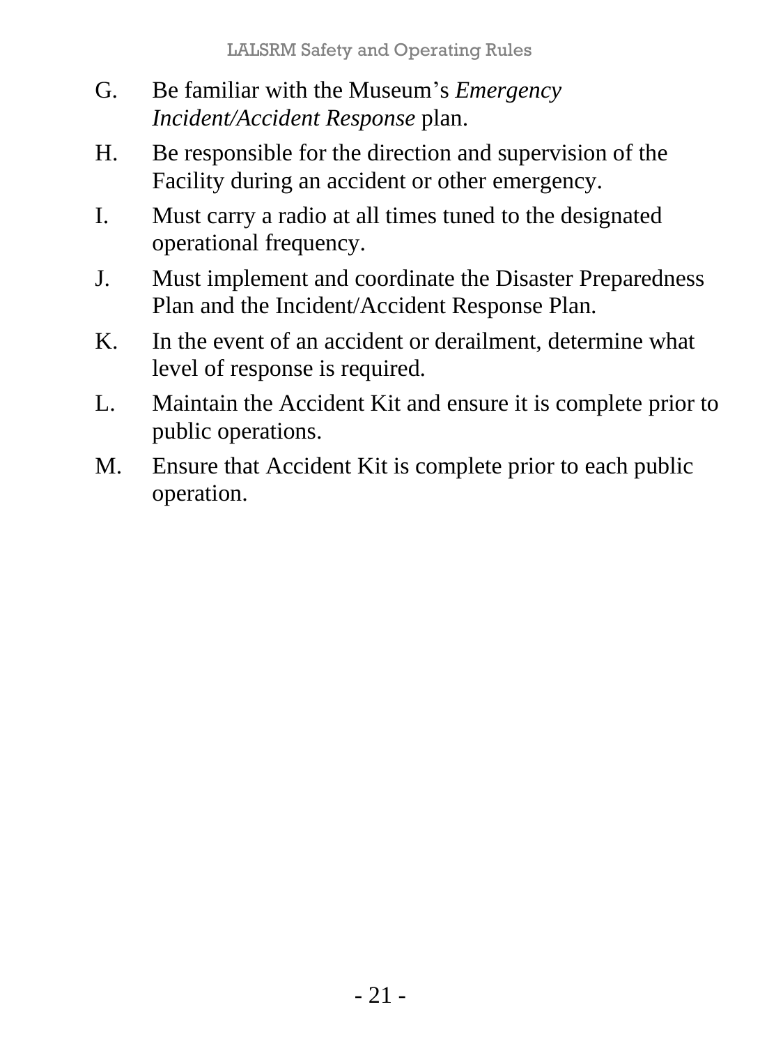G. Be familiar with the Museum's *Emergency Incident/Accident Response* plan.

H. Be responsible for the direction and supervision of the Facility during an accident or other emergency.

I. Must carry a radio at all times tuned to the designated operational frequency.

J. Must implement and coordinate the Disaster Preparedness Plan and the Incident/Accident Response Plan.

K. In the event of an accident or derailment, determine what level of response is required.

L. Maintain the Accident Kit and ensure it is complete prior to public operations.

M. Ensure that Accident Kit is complete prior to each public operation.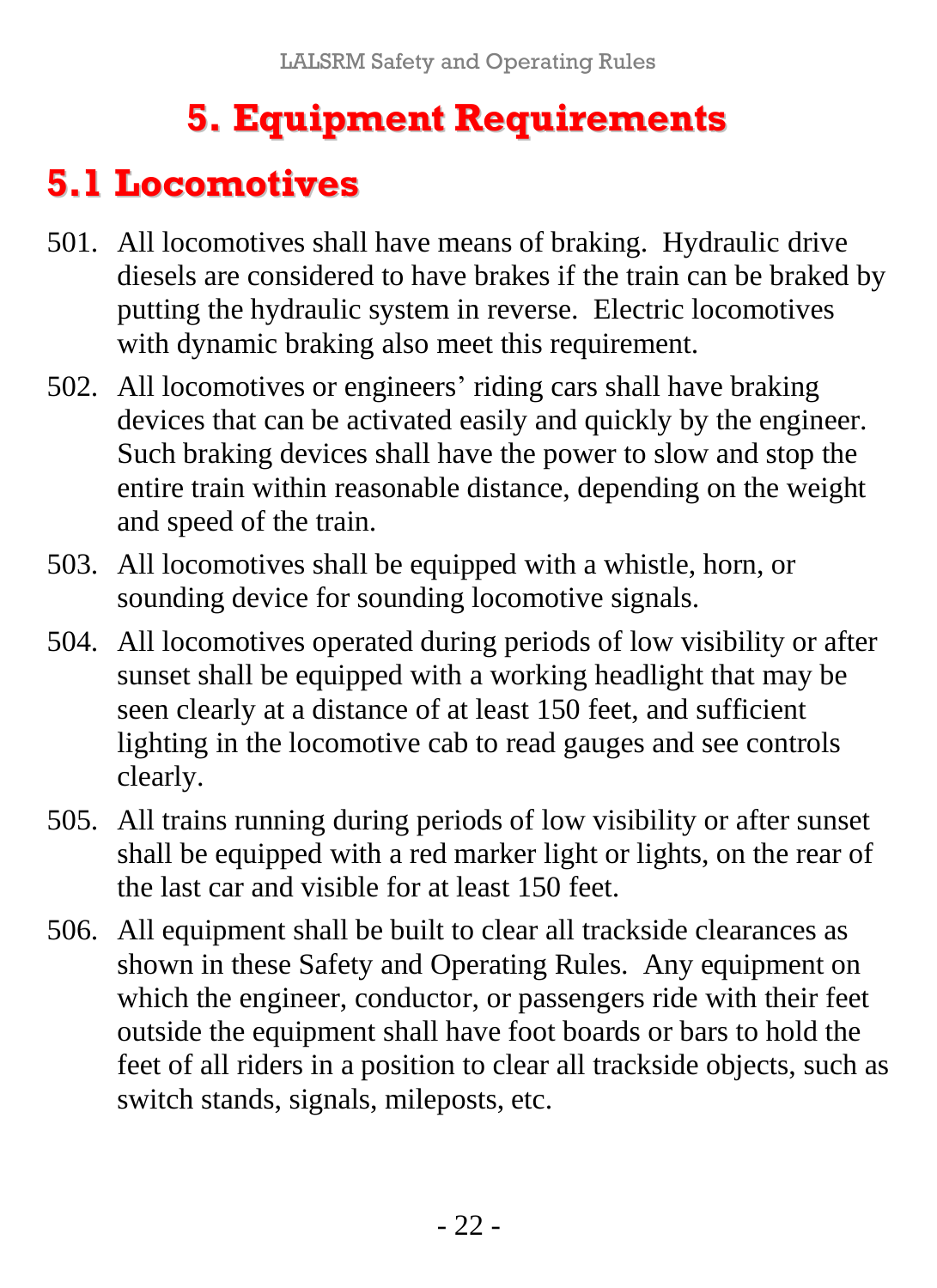# 5. Equipment Requirements

## 5.1 Locomotives

501. All locomotives shall have means of braking. Hydraulic drive diesels are considered to have brakes if the train can be braked by putting the hydraulic system in reverse. Electric locomotives with dynamic braking also meet this requirement.
502. All locomotives or engineers' riding cars shall have braking devices that can be activated easily and quickly by the engineer. Such braking devices shall have the power to slow and stop the entire train within reasonable distance, depending on the weight and speed of the train.
503. All locomotives shall be equipped with a whistle, horn, or sounding device for sounding locomotive signals.
504. All locomotives operated during periods of low visibility or after sunset shall be equipped with a working headlight that may be seen clearly at a distance of at least 150 feet, and sufficient lighting in the locomotive cab to read gauges and see controls clearly.
505. All trains running during periods of low visibility or after sunset shall be equipped with a red marker light or lights, on the rear of the last car and visible for at least 150 feet.
506. All equipment shall be built to clear all trackside clearances as shown in these Safety and Operating Rules. Any equipment on which the engineer, conductor, or passengers ride with their feet outside the equipment shall have foot boards or bars to hold the feet of all riders in a position to clear all trackside objects, such as switch stands, signals, mileposts, etc.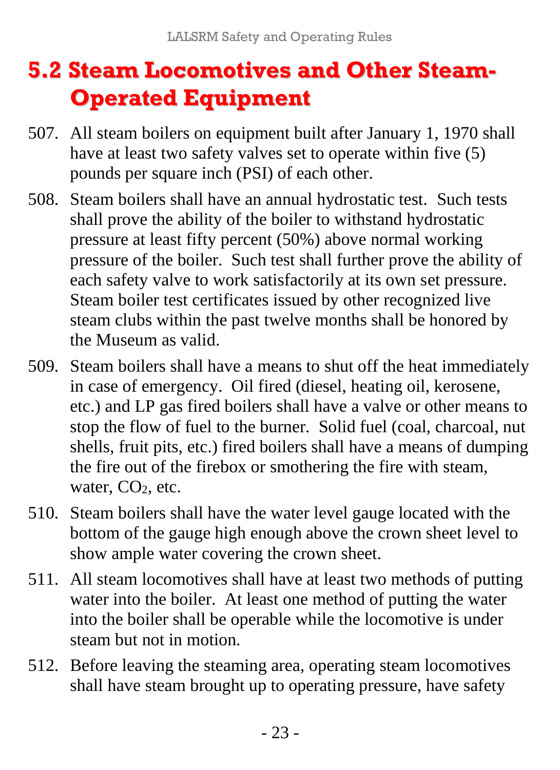## 5.2 Steam Locomotives and Other Steam-Operated Equipment

507. All steam boilers on equipment built after January 1, 1970 shall have at least two safety valves set to operate within five (5) pounds per square inch (PSI) of each other.

508. Steam boilers shall have an annual hydrostatic test. Such tests shall prove the ability of the boiler to withstand hydrostatic pressure at least fifty percent (50%) above normal working pressure of the boiler. Such test shall further prove the ability of each safety valve to work satisfactorily at its own set pressure. Steam boiler test certificates issued by other recognized live steam clubs within the past twelve months shall be honored by the Museum as valid.

509. Steam boilers shall have a means to shut off the heat immediately in case of emergency. Oil fired (diesel, heating oil, kerosene, etc.) and LP gas fired boilers shall have a valve or other means to stop the flow of fuel to the burner. Solid fuel (coal, charcoal, nut shells, fruit pits, etc.) fired boilers shall have a means of dumping the fire out of the firebox or smothering the fire with steam, water, $CO_2$, etc.

510. Steam boilers shall have the water level gauge located with the bottom of the gauge high enough above the crown sheet level to show ample water covering the crown sheet.

511. All steam locomotives shall have at least two methods of putting water into the boiler. At least one method of putting the water into the boiler shall be operable while the locomotive is under steam but not in motion.

512. Before leaving the steaming area, operating steam locomotives shall have steam brought up to operating pressure, have safety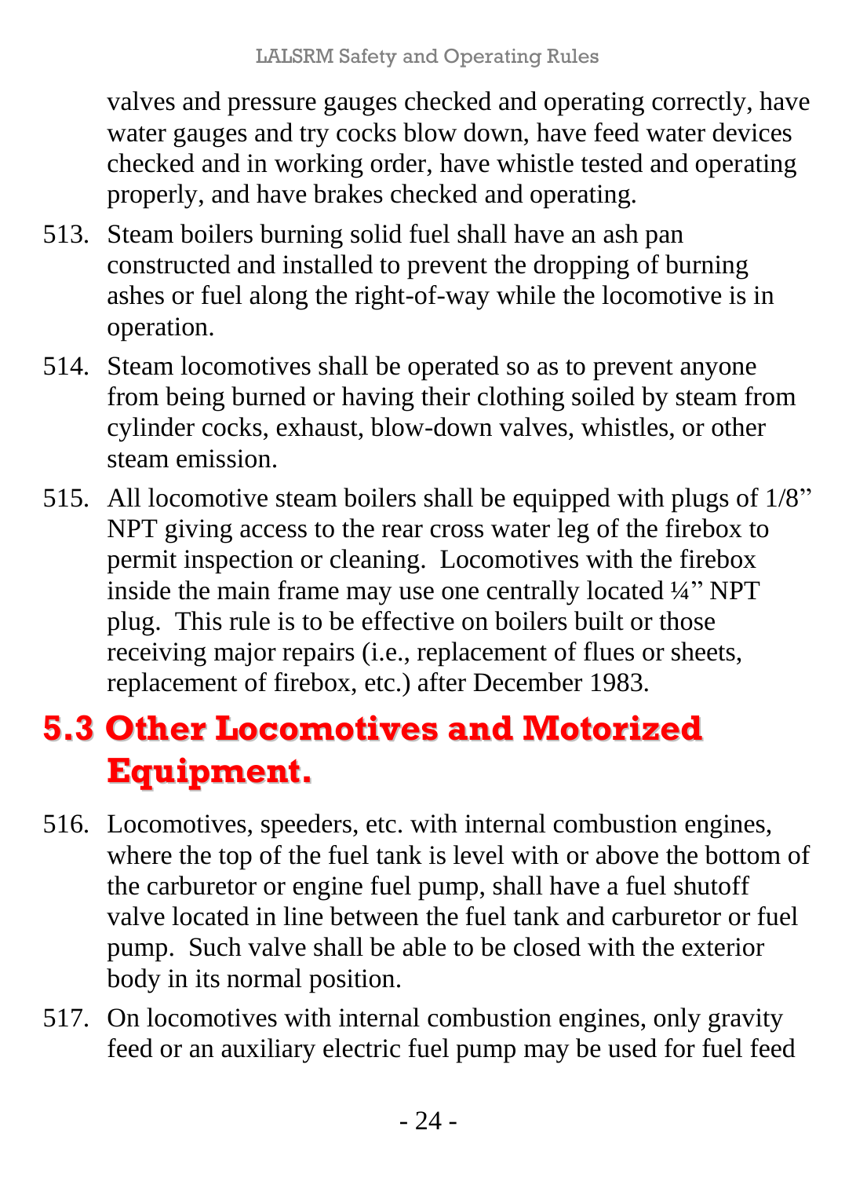valves and pressure gauges checked and operating correctly, have water gauges and try cocks blow down, have feed water devices checked and in working order, have whistle tested and operating properly, and have brakes checked and operating.

513. Steam boilers burning solid fuel shall have an ash pan constructed and installed to prevent the dropping of burning ashes or fuel along the right-of-way while the locomotive is in operation.

514. Steam locomotives shall be operated so as to prevent anyone from being burned or having their clothing soiled by steam from cylinder cocks, exhaust, blow-down valves, whistles, or other steam emission.

515. All locomotive steam boilers shall be equipped with plugs of 1/8" NPT giving access to the rear cross water leg of the firebox to permit inspection or cleaning. Locomotives with the firebox inside the main frame may use one centrally located ¼" NPT plug. This rule is to be effective on boilers built or those receiving major repairs (i.e., replacement of flues or sheets, replacement of firebox, etc.) after December 1983.

## 5.3 Other Locomotives and Motorized Equipment.

516. Locomotives, speeders, etc. with internal combustion engines, where the top of the fuel tank is level with or above the bottom of the carburetor or engine fuel pump, shall have a fuel shutoff valve located in line between the fuel tank and carburetor or fuel pump. Such valve shall be able to be closed with the exterior body in its normal position.

517. On locomotives with internal combustion engines, only gravity feed or an auxiliary electric fuel pump may be used for fuel feed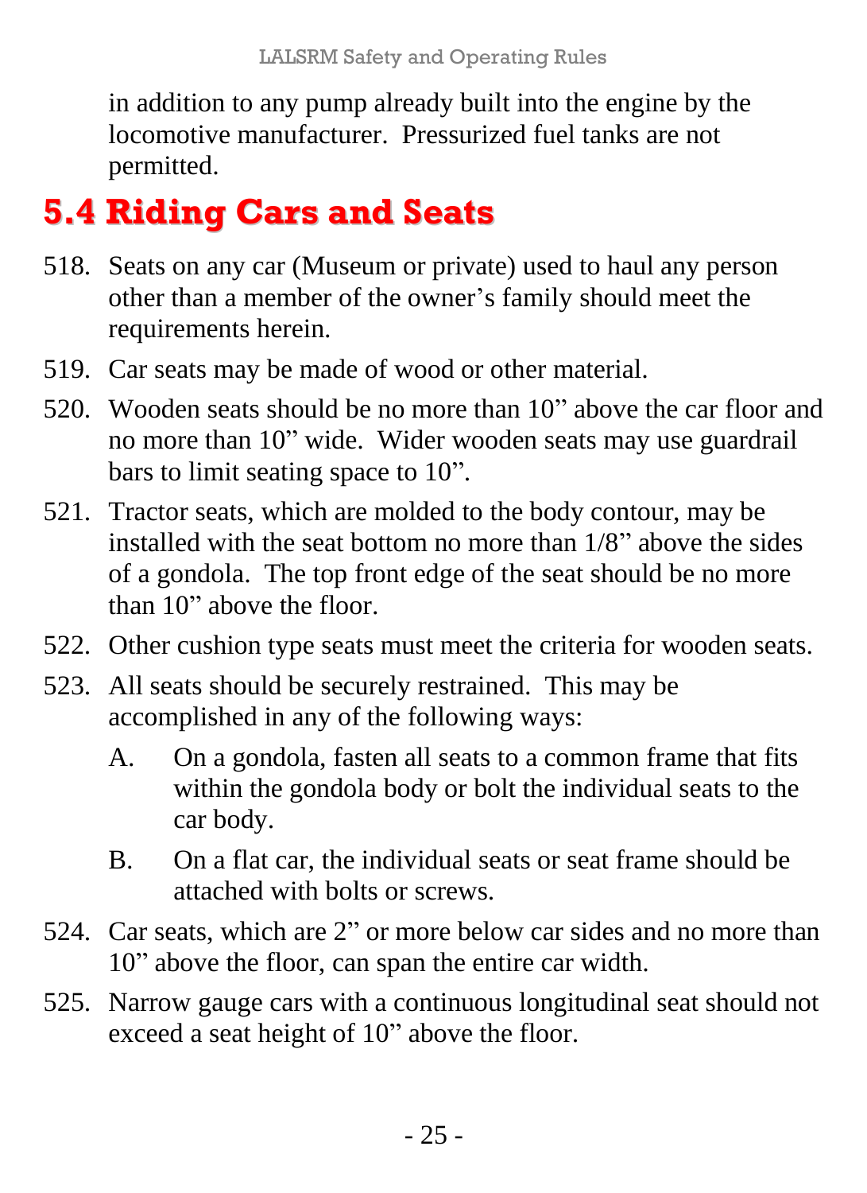in addition to any pump already built into the engine by the locomotive manufacturer. Pressurized fuel tanks are not permitted.

## 5.4 Riding Cars and Seats

518. Seats on any car (Museum or private) used to haul any person other than a member of the owner's family should meet the requirements herein.

519. Car seats may be made of wood or other material.

520. Wooden seats should be no more than 10" above the car floor and no more than 10" wide. Wider wooden seats may use guardrail bars to limit seating space to 10".

521. Tractor seats, which are molded to the body contour, may be installed with the seat bottom no more than 1/8" above the sides of a gondola. The top front edge of the seat should be no more than 10" above the floor.

522. Other cushion type seats must meet the criteria for wooden seats.

523. All seats should be securely restrained. This may be accomplished in any of the following ways:

    A. On a gondola, fasten all seats to a common frame that fits within the gondola body or bolt the individual seats to the car body.

    B. On a flat car, the individual seats or seat frame should be attached with bolts or screws.

524. Car seats, which are 2" or more below car sides and no more than 10" above the floor, can span the entire car width.

525. Narrow gauge cars with a continuous longitudinal seat should not exceed a seat height of 10" above the floor.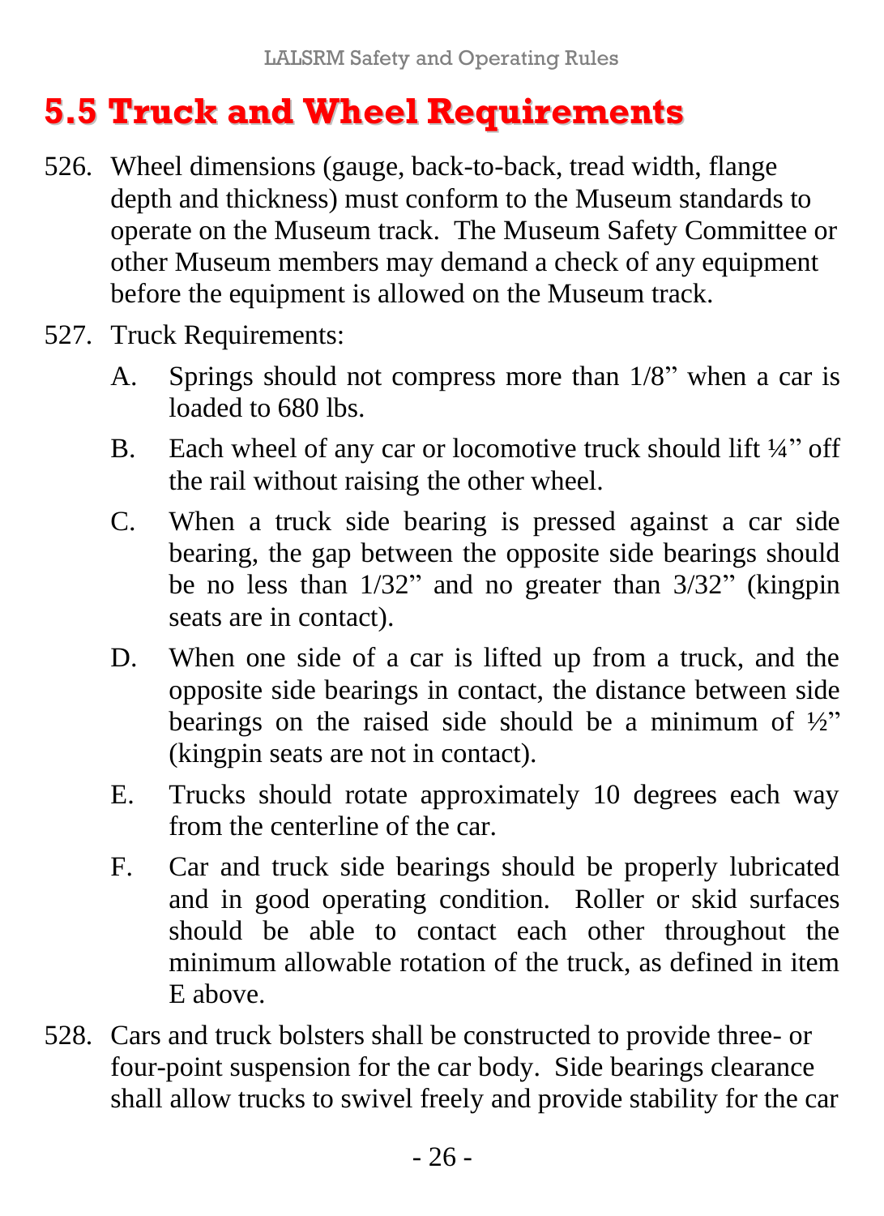## 5.5 Truck and Wheel Requirements

526. Wheel dimensions (gauge, back-to-back, tread width, flange depth and thickness) must conform to the Museum standards to operate on the Museum track. The Museum Safety Committee or other Museum members may demand a check of any equipment before the equipment is allowed on the Museum track.

527. Truck Requirements:

   A. Springs should not compress more than 1/8" when a car is loaded to 680 lbs.

   B. Each wheel of any car or locomotive truck should lift ¼" off the rail without raising the other wheel.

   C. When a truck side bearing is pressed against a car side bearing, the gap between the opposite side bearings should be no less than 1/32" and no greater than 3/32" (kingpin seats are in contact).

   D. When one side of a car is lifted up from a truck, and the opposite side bearings in contact, the distance between side bearings on the raised side should be a minimum of ½" (kingpin seats are not in contact).

   E. Trucks should rotate approximately 10 degrees each way from the centerline of the car.

   F. Car and truck side bearings should be properly lubricated and in good operating condition. Roller or skid surfaces should be able to contact each other throughout the minimum allowable rotation of the truck, as defined in item E above.

528. Cars and truck bolsters shall be constructed to provide three- or four-point suspension for the car body. Side bearings clearance shall allow trucks to swivel freely and provide stability for the car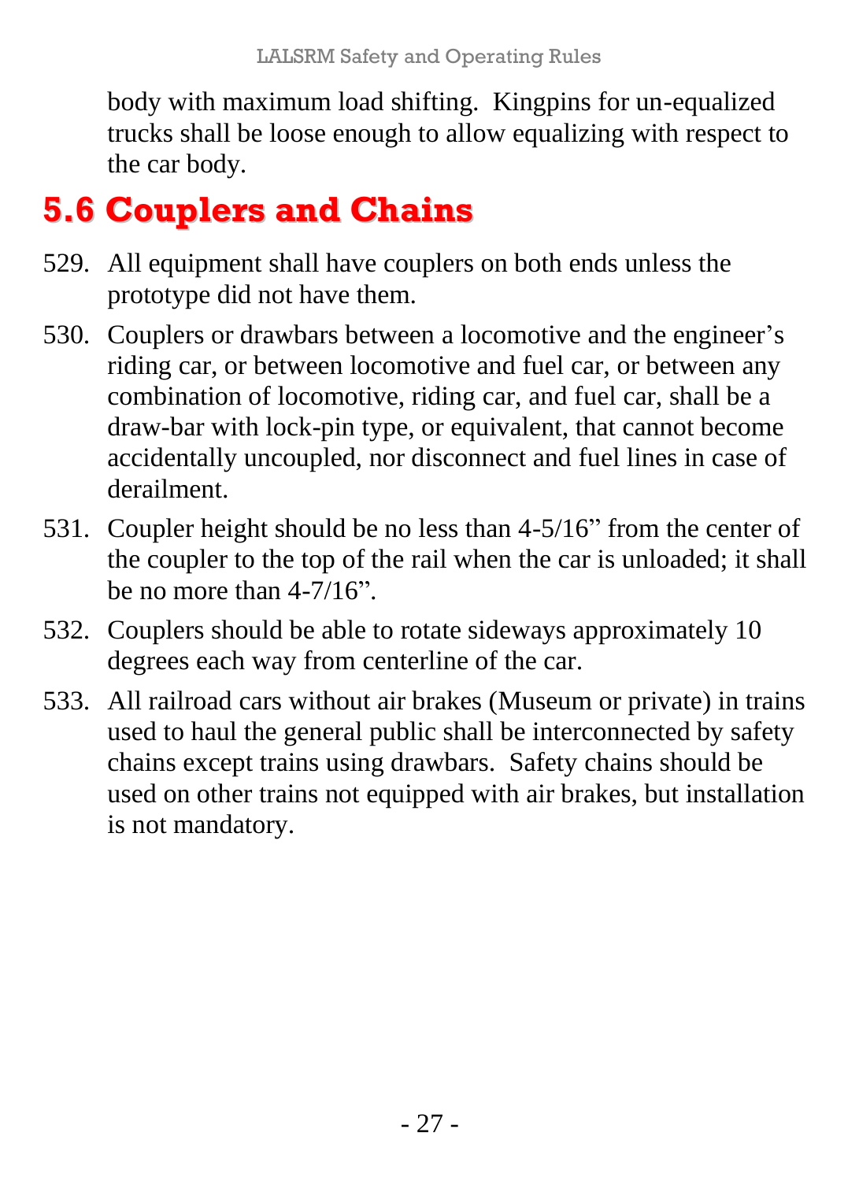body with maximum load shifting. Kingpins for un-equalized trucks shall be loose enough to allow equalizing with respect to the car body.

## 5.6 Couplers and Chains

529. All equipment shall have couplers on both ends unless the prototype did not have them.
530. Couplers or drawbars between a locomotive and the engineer's riding car, or between locomotive and fuel car, or between any combination of locomotive, riding car, and fuel car, shall be a draw-bar with lock-pin type, or equivalent, that cannot become accidentally uncoupled, nor disconnect and fuel lines in case of derailment.
531. Coupler height should be no less than 4-5/16" from the center of the coupler to the top of the rail when the car is unloaded; it shall be no more than 4-7/16".
532. Couplers should be able to rotate sideways approximately 10 degrees each way from centerline of the car.
533. All railroad cars without air brakes (Museum or private) in trains used to haul the general public shall be interconnected by safety chains except trains using drawbars. Safety chains should be used on other trains not equipped with air brakes, but installation is not mandatory.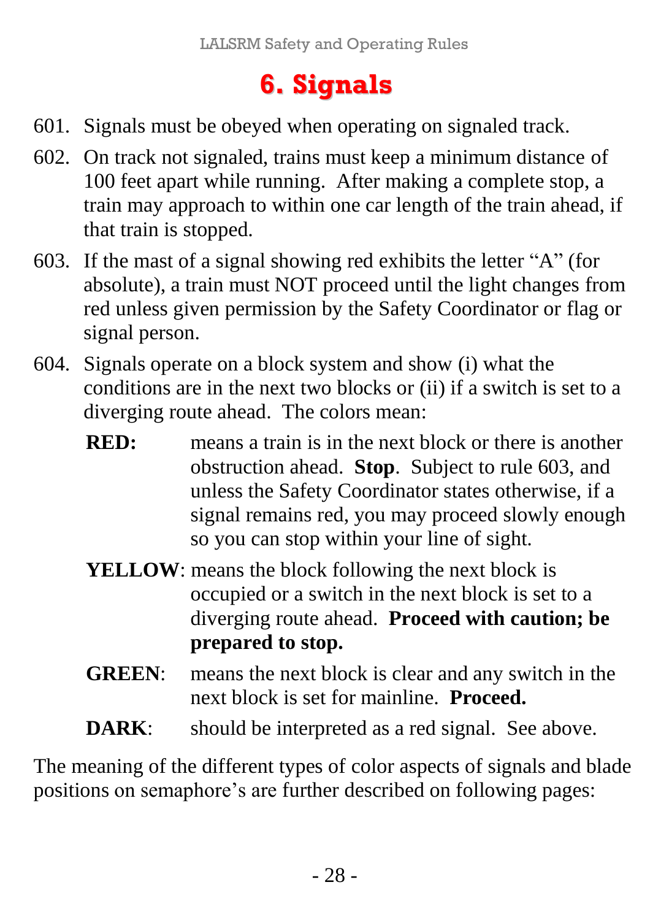# 6. Signals

601. Signals must be obeyed when operating on signaled track.

602. On track not signaled, trains must keep a minimum distance of 100 feet apart while running. After making a complete stop, a train may approach to within one car length of the train ahead, if that train is stopped.

603. If the mast of a signal showing red exhibits the letter "A" (for absolute), a train must NOT proceed until the light changes from red unless given permission by the Safety Coordinator or flag or signal person.

604. Signals operate on a block system and show (i) what the conditions are in the next two blocks or (ii) if a switch is set to a diverging route ahead. The colors mean:

   **RED:** means a train is in the next block or there is another obstruction ahead. **Stop**. Subject to rule 603, and unless the Safety Coordinator states otherwise, if a signal remains red, you may proceed slowly enough so you can stop within your line of sight.

   **YELLOW**: means the block following the next block is occupied or a switch in the next block is set to a diverging route ahead. **Proceed with caution; be prepared to stop.**

   **GREEN**: means the next block is clear and any switch in the next block is set for mainline. **Proceed.**

   **DARK**: should be interpreted as a red signal. See above.

The meaning of the different types of color aspects of signals and blade positions on semaphore's are further described on following pages: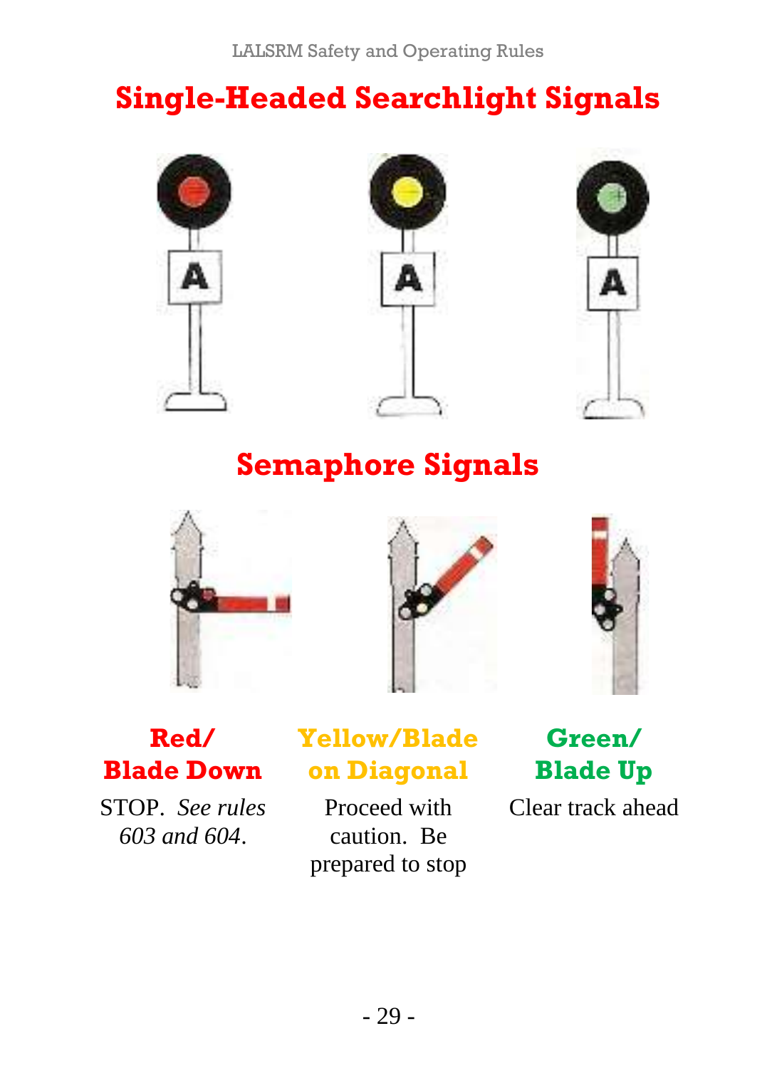# Single-Headed Searchlight Signals

A A A

# Semaphore Signals

**Red/ Blade Down**

STOP. *See rules 603 and 604.*

**Yellow/Blade on Diagonal**

Proceed with caution. Be prepared to stop

**Green/ Blade Up**

Clear track ahead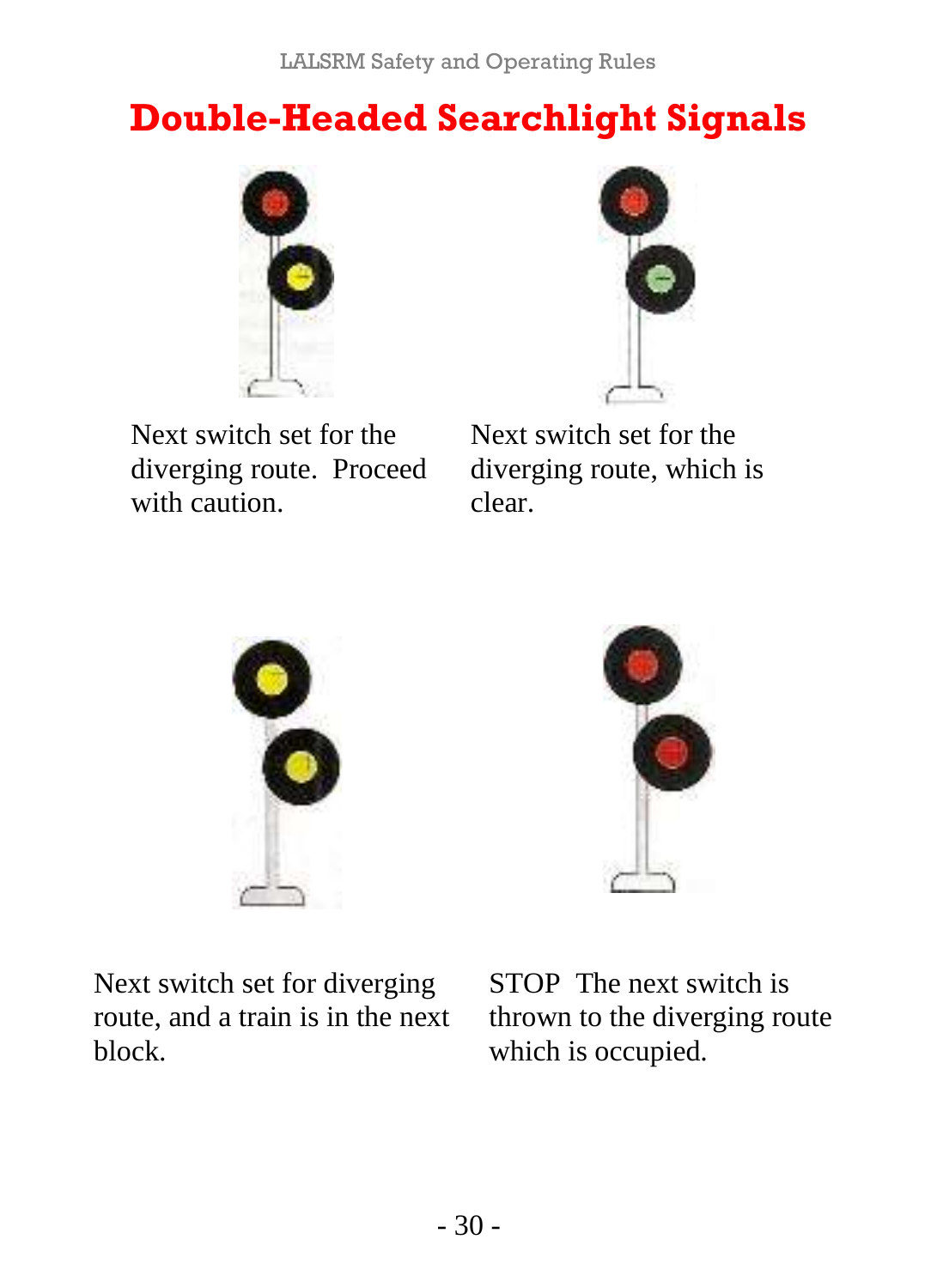# Double-Headed Searchlight Signals

Next switch set for the diverging route. Proceed with caution.

Next switch set for the diverging route, which is clear.

Next switch set for diverging route, and a train is in the next block.

STOP The next switch is thrown to the diverging route which is occupied.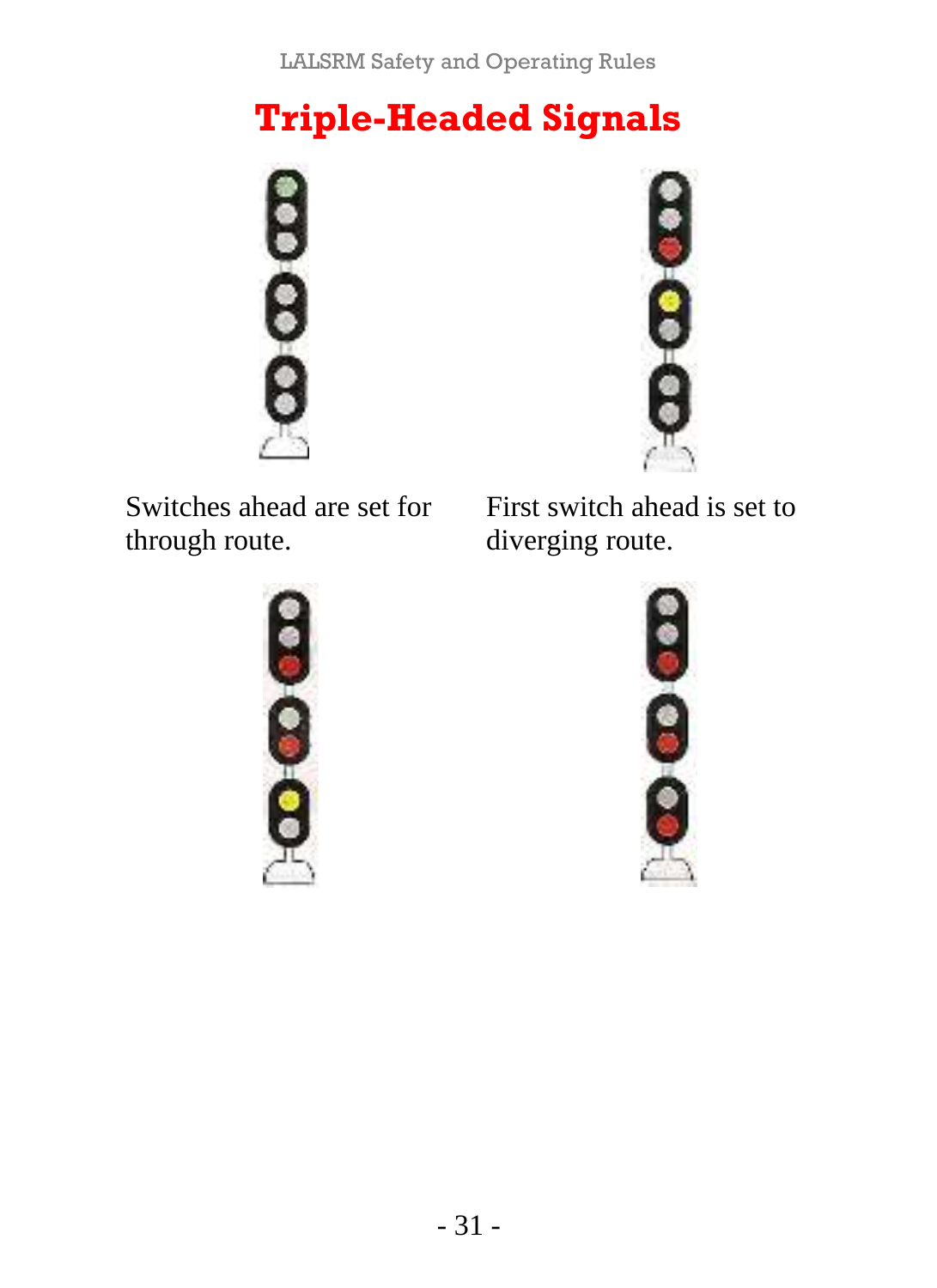# Triple-Headed Signals

Switches ahead are set for through route.

First switch ahead is set to diverging route.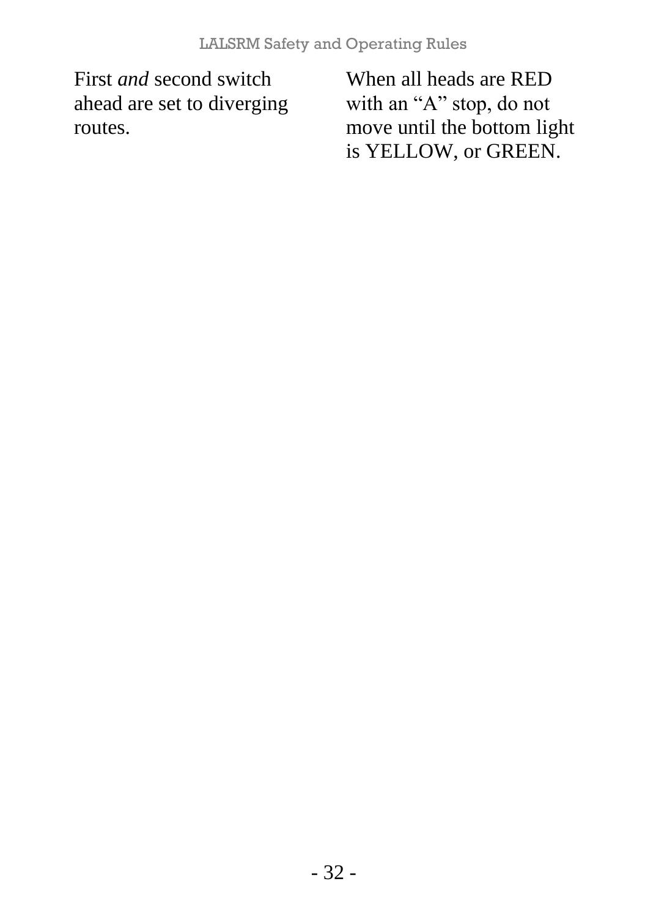First *and* second switch ahead are set to diverging routes.

When all heads are RED with an “A” stop, do not move until the bottom light is YELLOW, or GREEN.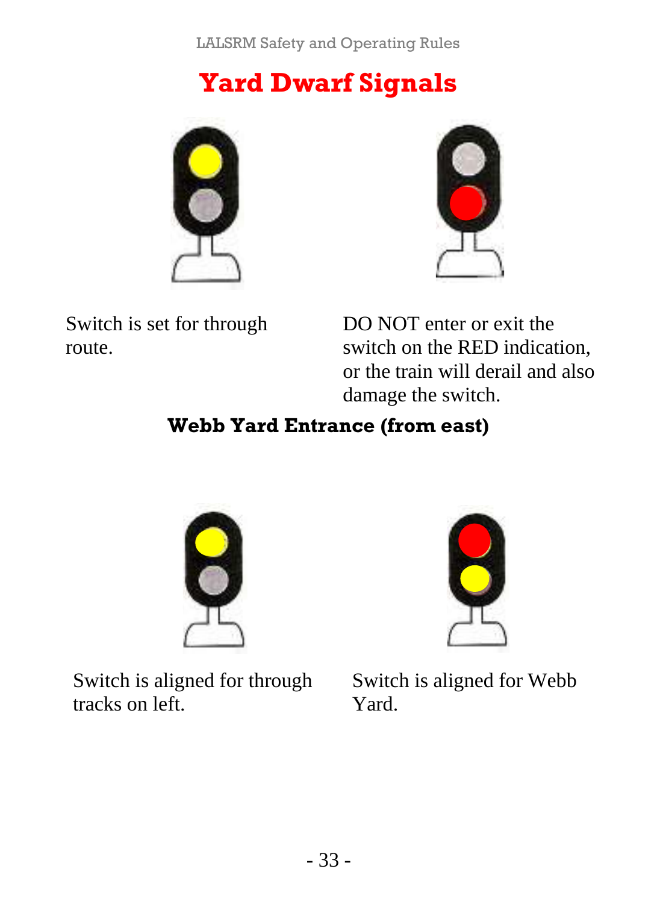# Yard Dwarf Signals

Switch is set for through route.

DO NOT enter or exit the switch on the RED indication, or the train will derail and also damage the switch.

**Webb Yard Entrance (from east)**

Switch is aligned for through tracks on left.

Switch is aligned for Webb Yard.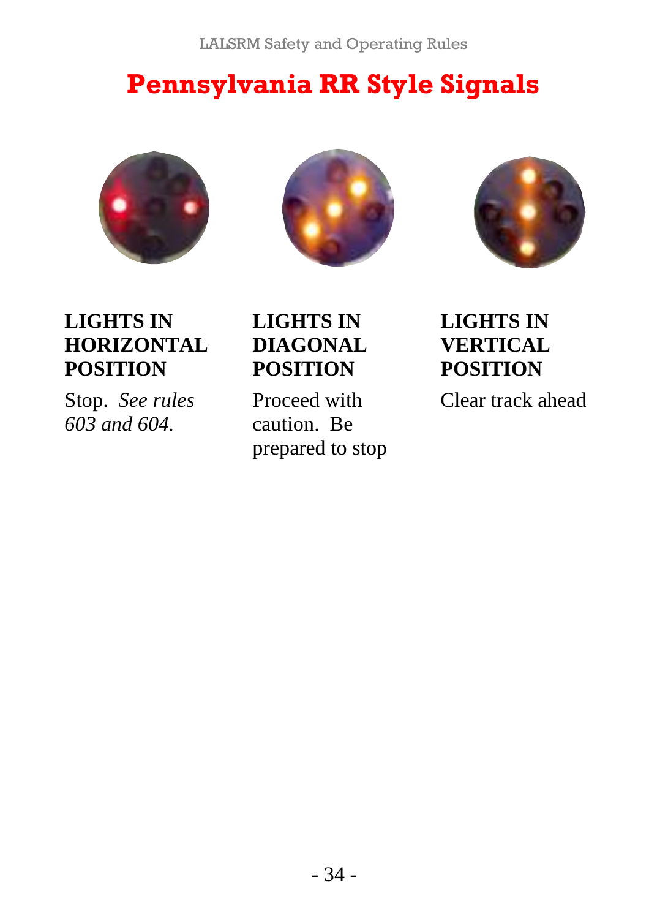# Pennsylvania RR Style Signals

**LIGHTS IN HORIZONTAL POSITION**

Stop. *See rules 603 and 604.*

**LIGHTS IN DIAGONAL POSITION**

Proceed with caution. Be prepared to stop

**LIGHTS IN VERTICAL POSITION**

Clear track ahead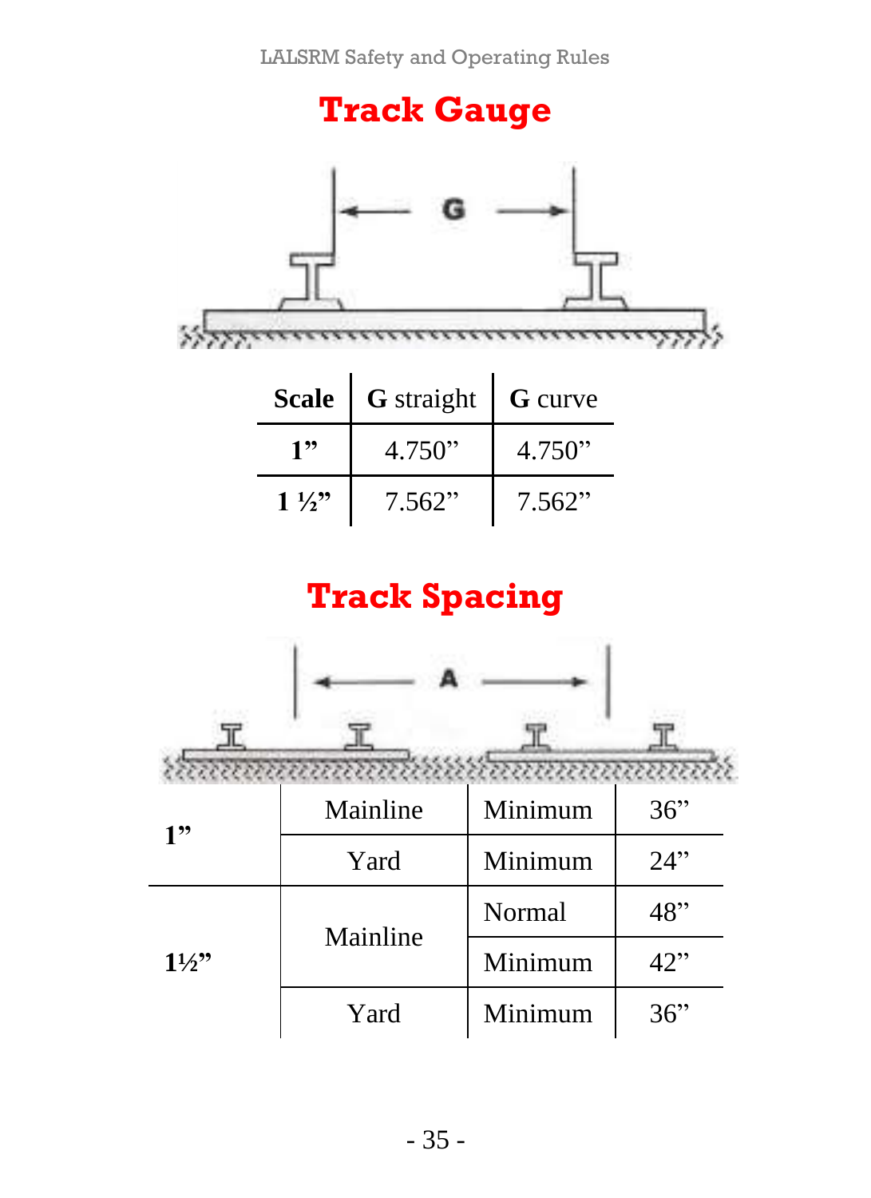# Track Gauge

| Scale | G straight | G curve |
|---|---|---|
| **1"** | 4.750" | 4.750" |
| **1 ½"** | 7.562" | 7.562" |

# Track Spacing

| | | | |
|---|---|---|---|
| **1"** | Mainline | Minimum | 36" |
| | Yard | Minimum | 24" |
| **1½"** | Mainline | Normal | 48" |
| | | Minimum | 42" |
| | Yard | Minimum | 36" |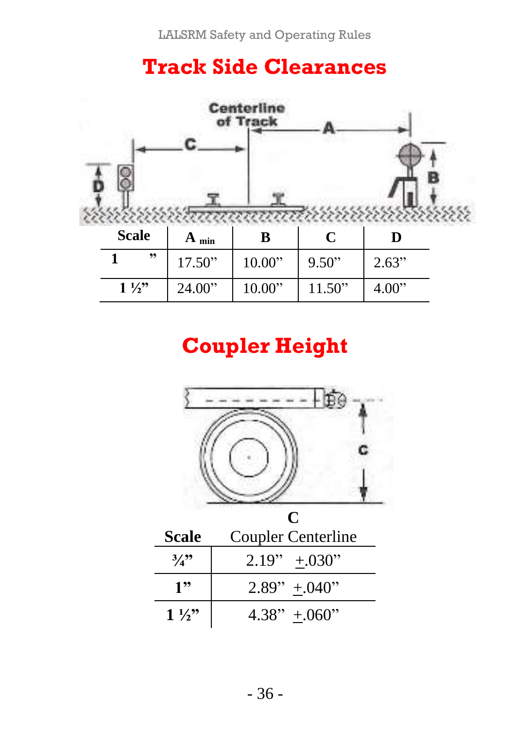# Track Side Clearances

| Scale | A min | B | C | D |
|---|---|---|---|---|
| 1" | 17.50" | 10.00" | 9.50" | 2.63" |
| 1 ½" | 24.00" | 10.00" | 11.50" | 4.00" |

# Coupler Height

| Scale | C Coupler Centerline |
|---|---|
| ¾" | 2.19" +.030" |
| 1" | 2.89" +.040" |
| 1 ½" | 4.38" +.060" |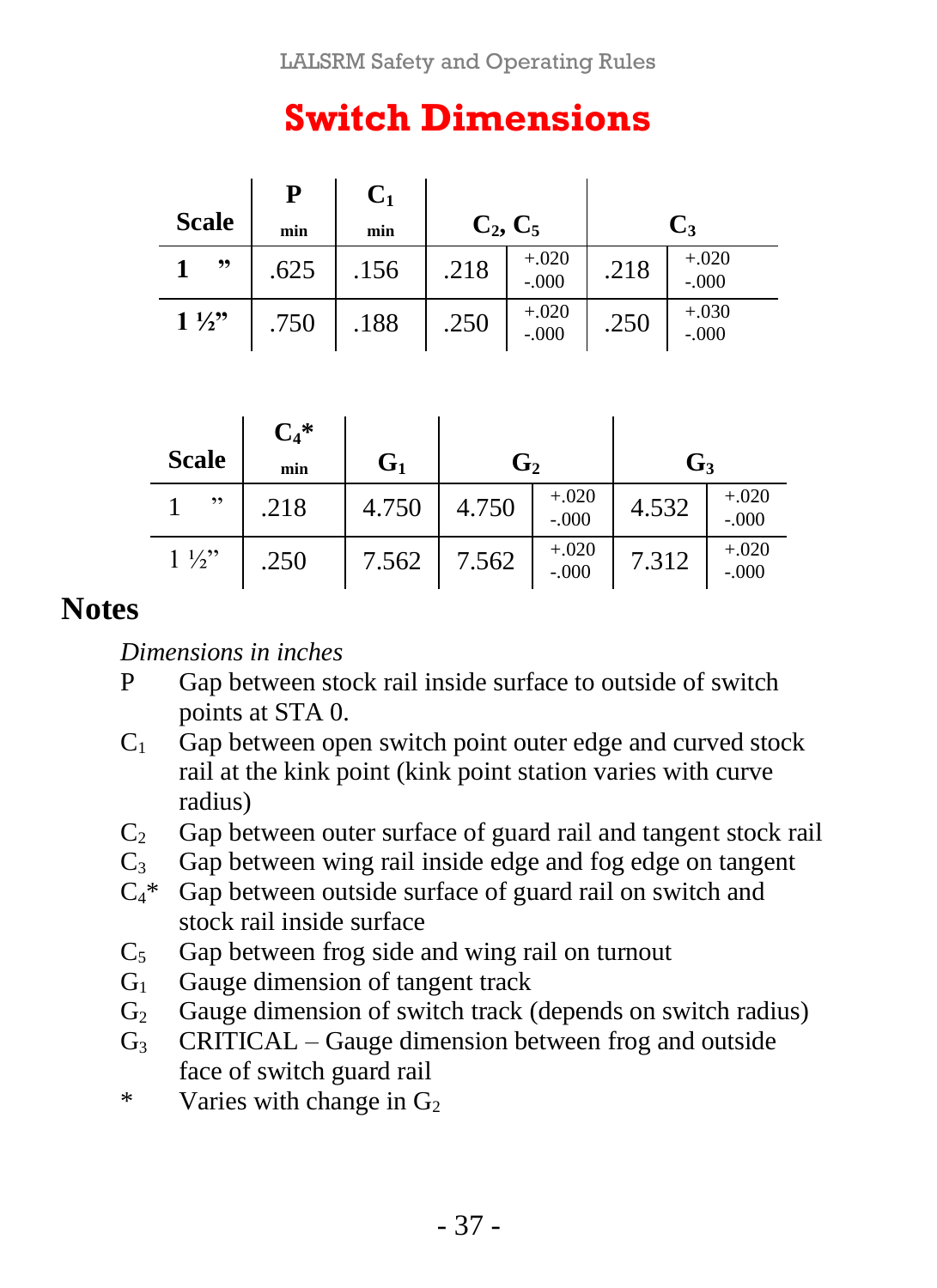# Switch Dimensions

| Scale | P min | $C_1$ min | $C_2$, $C_5$ | | $C_3$ | |
|---|---|---|---|---|---|---|
| 1" | .625 | .156 | .218 | +.020 -.000 | .218 | +.020 -.000 |
| 1 ½" | .750 | .188 | .250 | +.020 -.000 | .250 | +.030 -.000 |

| Scale | $C_4$* min | $G_1$ | $G_2$ | | $G_3$ | |
|---|---|---|---|---|---|---|
| 1" | .218 | 4.750 | 4.750 | +.020 -.000 | 4.532 | +.020 -.000 |
| 1 ½" | .250 | 7.562 | 7.562 | +.020 -.000 | 7.312 | +.020 -.000 |

## Notes

*Dimensions in inches*

- P Gap between stock rail inside surface to outside of switch points at STA 0.
- $C_1$ Gap between open switch point outer edge and curved stock rail at the kink point (kink point station varies with curve radius)
- $C_2$ Gap between outer surface of guard rail and tangent stock rail
- $C_3$ Gap between wing rail inside edge and fog edge on tangent
- $C_4$* Gap between outside surface of guard rail on switch and stock rail inside surface
- $C_5$ Gap between frog side and wing rail on turnout
- $G_1$ Gauge dimension of tangent track
- $G_2$ Gauge dimension of switch track (depends on switch radius)
- $G_3$ CRITICAL – Gauge dimension between frog and outside face of switch guard rail
- \* Varies with change in $G_2$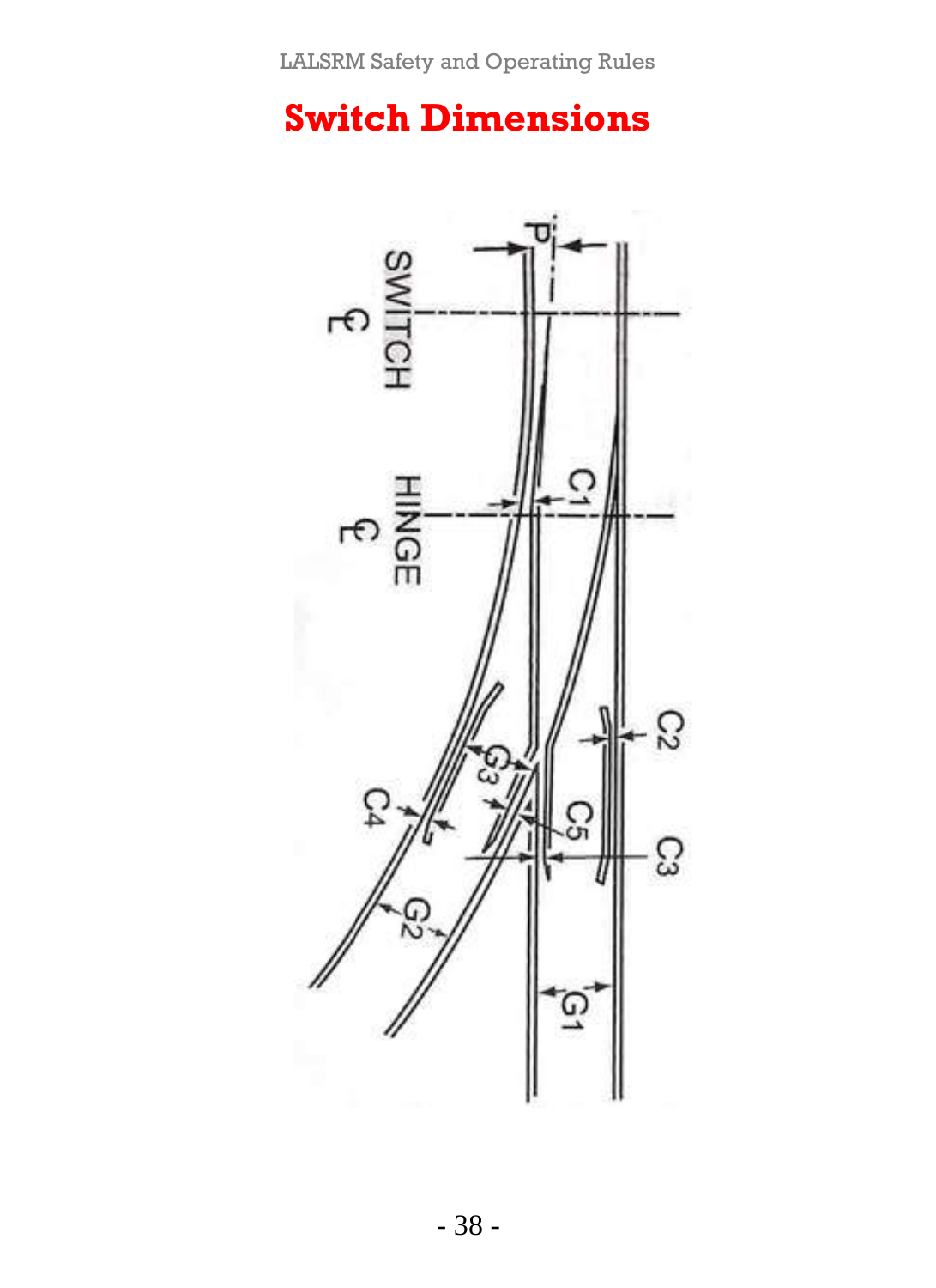# Switch Dimensions

SWITCH ℄

HINGE ℄

P

C1

C2

C3

C4

C5

G1

G2

G3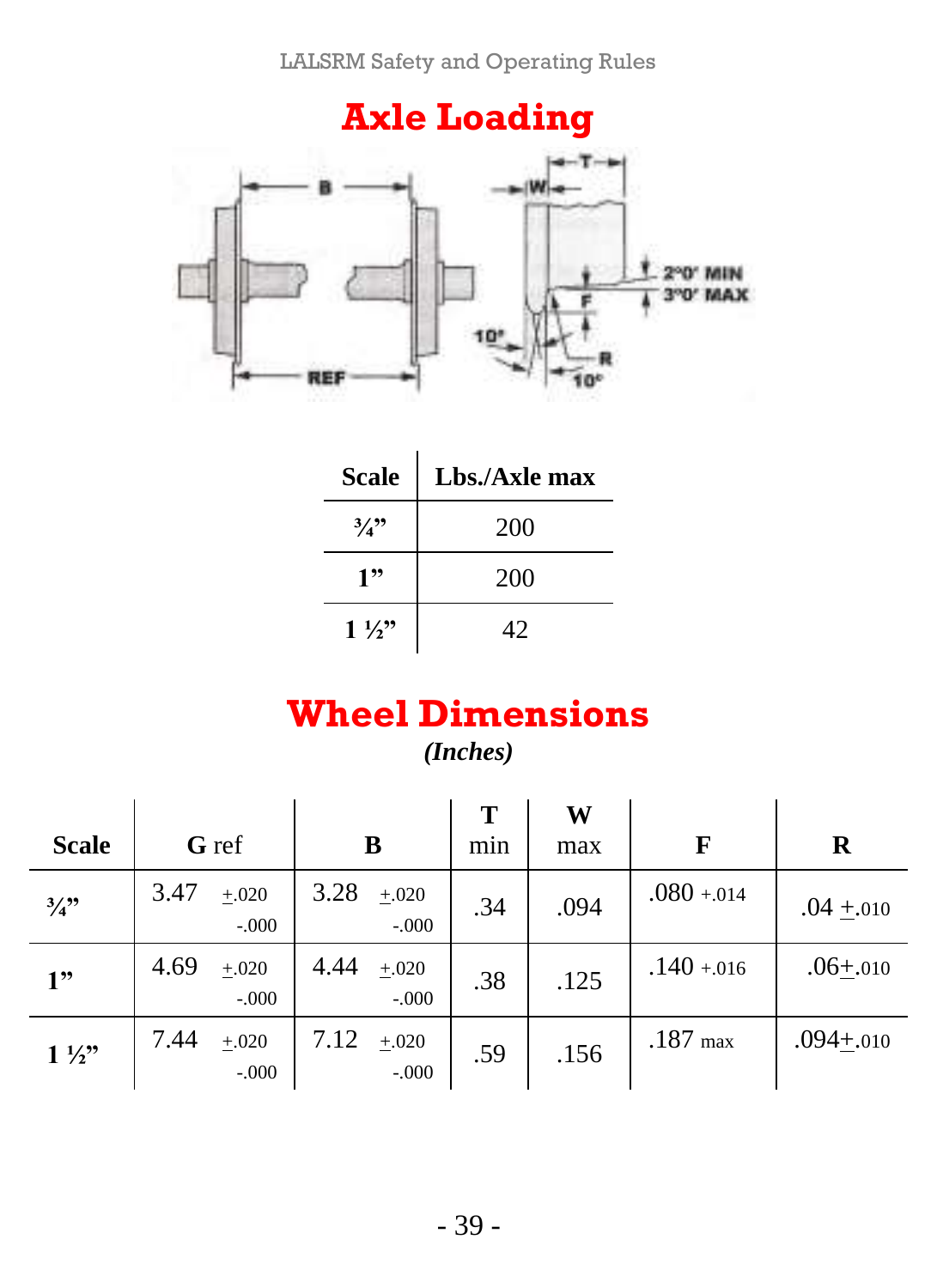# Axle Loading

| Scale | Lbs./Axle max |
|---|---|
| ¾" | 200 |
| 1" | 200 |
| 1 ½" | 42 |

# Wheel Dimensions

*(Inches)*

| Scale | G ref | B | T min | W max | F | R |
|---|---|---|---|---|---|---|
| ¾" | 3.47 +.020 -.000 | 3.28 +.020 -.000 | .34 | .094 | .080 +.014 | .04 ±.010 |
| 1" | 4.69 +.020 -.000 | 4.44 +.020 -.000 | .38 | .125 | .140 +.016 | .06±.010 |
| 1 ½" | 7.44 +.020 -.000 | 7.12 +.020 -.000 | .59 | .156 | .187 max | .094±.010 |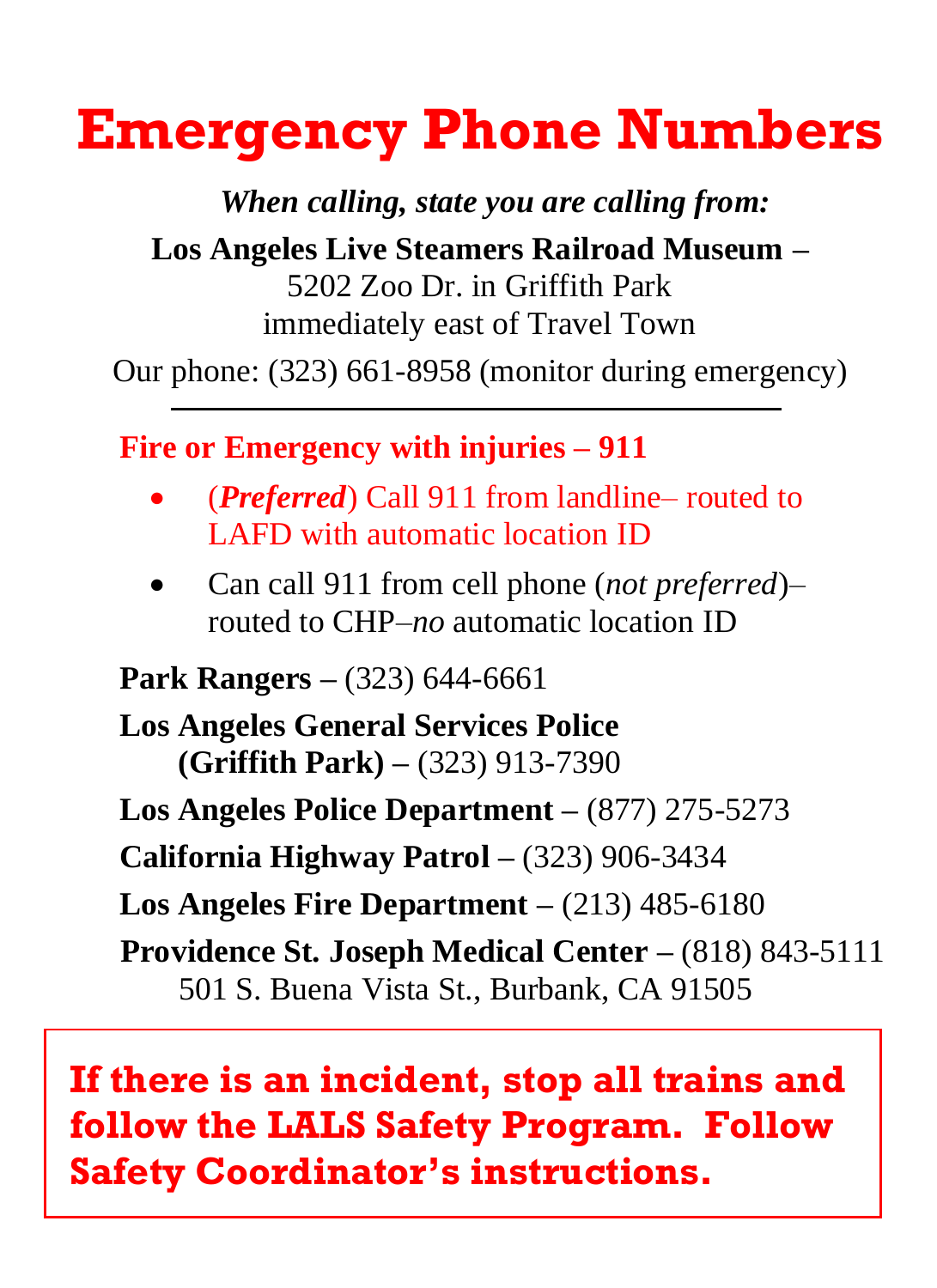# Emergency Phone Numbers

***When calling, state you are calling from:***

**Los Angeles Live Steamers Railroad Museum –**
5202 Zoo Dr. in Griffith Park
immediately east of Travel Town

Our phone: (323) 661-8958 (monitor during emergency)

---

**Fire or Emergency with injuries – 911**

- (***Preferred***) Call 911 from landline– routed to LAFD with automatic location ID
- Can call 911 from cell phone (*not preferred*)– routed to CHP–*no* automatic location ID

**Park Rangers –** (323) 644-6661

**Los Angeles General Services Police (Griffith Park) –** (323) 913-7390

**Los Angeles Police Department –** (877) 275-5273

**California Highway Patrol –** (323) 906-3434

**Los Angeles Fire Department –** (213) 485-6180

**Providence St. Joseph Medical Center –** (818) 843-5111
501 S. Buena Vista St., Burbank, CA 91505

**If there is an incident, stop all trains and follow the LALS Safety Program. Follow Safety Coordinator's instructions.**